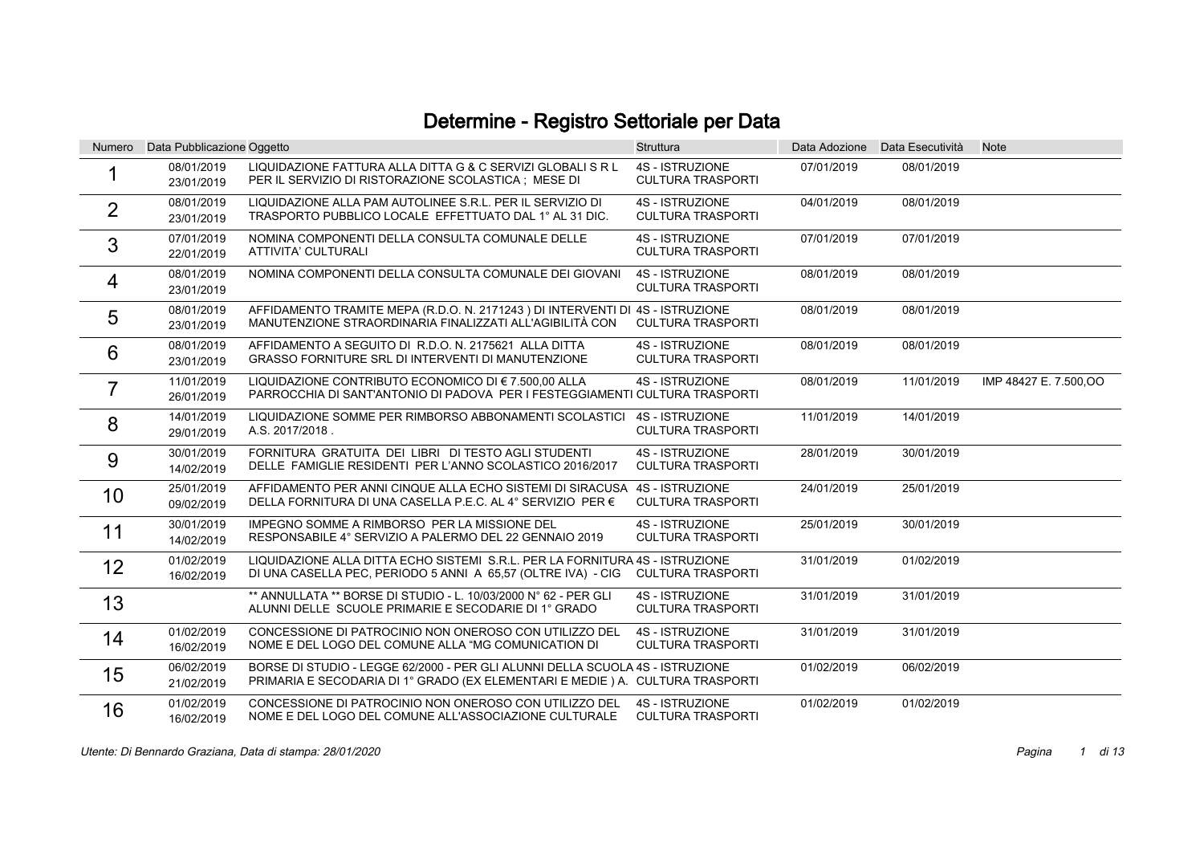# Determine - Registro Settoriale per Data

| Numero | Data Pubblicazione | Oggetto | Struttura | Data Adozione | Data Esecutività | Note |
|---|---|---|---|---|---|---|
| 1 | 08/01/2019<br>23/01/2019 | LIQUIDAZIONE FATTURA ALLA DITTA G & C SERVIZI GLOBALI S R L PER IL SERVIZIO DI RISTORAZIONE SCOLASTICA ; MESE DI | 4S - ISTRUZIONE CULTURA TRASPORTI | 07/01/2019 | 08/01/2019 | |
| 2 | 08/01/2019<br>23/01/2019 | LIQUIDAZIONE ALLA PAM AUTOLINEE S.R.L. PER IL SERVIZIO DI TRASPORTO PUBBLICO LOCALE EFFETTUATO DAL 1° AL 31 DIC. | 4S - ISTRUZIONE CULTURA TRASPORTI | 04/01/2019 | 08/01/2019 | |
| 3 | 07/01/2019<br>22/01/2019 | NOMINA COMPONENTI DELLA CONSULTA COMUNALE DELLE ATTIVITA' CULTURALI | 4S - ISTRUZIONE CULTURA TRASPORTI | 07/01/2019 | 07/01/2019 | |
| 4 | 08/01/2019<br>23/01/2019 | NOMINA COMPONENTI DELLA CONSULTA COMUNALE DEI GIOVANI | 4S - ISTRUZIONE CULTURA TRASPORTI | 08/01/2019 | 08/01/2019 | |
| 5 | 08/01/2019<br>23/01/2019 | AFFIDAMENTO TRAMITE MEPA (R.D.O. N. 2171243 ) DI INTERVENTI DI MANUTENZIONE STRAORDINARIA FINALIZZATI ALL'AGIBILITÀ CON | 4S - ISTRUZIONE CULTURA TRASPORTI | 08/01/2019 | 08/01/2019 | |
| 6 | 08/01/2019<br>23/01/2019 | AFFIDAMENTO A SEGUITO DI R.D.O. N. 2175621 ALLA DITTA GRASSO FORNITURE SRL DI INTERVENTI DI MANUTENZIONE | 4S - ISTRUZIONE CULTURA TRASPORTI | 08/01/2019 | 08/01/2019 | |
| 7 | 11/01/2019<br>26/01/2019 | LIQUIDAZIONE CONTRIBUTO ECONOMICO DI € 7.500,00 ALLA PARROCCHIA DI SANT'ANTONIO DI PADOVA PER I FESTEGGIAMENTI | 4S - ISTRUZIONE CULTURA TRASPORTI | 08/01/2019 | 11/01/2019 | IMP 48427 E. 7.500,OO |
| 8 | 14/01/2019<br>29/01/2019 | LIQUIDAZIONE SOMME PER RIMBORSO ABBONAMENTI SCOLASTICI A.S. 2017/2018 . | 4S - ISTRUZIONE CULTURA TRASPORTI | 11/01/2019 | 14/01/2019 | |
| 9 | 30/01/2019<br>14/02/2019 | FORNITURA GRATUITA DEI LIBRI DI TESTO AGLI STUDENTI DELLE FAMIGLIE RESIDENTI PER L'ANNO SCOLASTICO 2016/2017 | 4S - ISTRUZIONE CULTURA TRASPORTI | 28/01/2019 | 30/01/2019 | |
| 10 | 25/01/2019<br>09/02/2019 | AFFIDAMENTO PER ANNI CINQUE ALLA ECHO SISTEMI DI SIRACUSA DELLA FORNITURA DI UNA CASELLA P.E.C. AL 4° SERVIZIO PER € | 4S - ISTRUZIONE CULTURA TRASPORTI | 24/01/2019 | 25/01/2019 | |
| 11 | 30/01/2019<br>14/02/2019 | IMPEGNO SOMME A RIMBORSO PER LA MISSIONE DEL RESPONSABILE 4° SERVIZIO A PALERMO DEL 22 GENNAIO 2019 | 4S - ISTRUZIONE CULTURA TRASPORTI | 25/01/2019 | 30/01/2019 | |
| 12 | 01/02/2019<br>16/02/2019 | LIQUIDAZIONE ALLA DITTA ECHO SISTEMI S.R.L. PER LA FORNITURA DI UNA CASELLA PEC, PERIODO 5 ANNI A 65,57 (OLTRE IVA) - CIG | 4S - ISTRUZIONE CULTURA TRASPORTI | 31/01/2019 | 01/02/2019 | |
| 13 | | ** ANNULLATA ** BORSE DI STUDIO - L. 10/03/2000 N° 62 - PER GLI ALUNNI DELLE SCUOLE PRIMARIE E SECODARIE DI 1° GRADO | 4S - ISTRUZIONE CULTURA TRASPORTI | 31/01/2019 | 31/01/2019 | |
| 14 | 01/02/2019<br>16/02/2019 | CONCESSIONE DI PATROCINIO NON ONEROSO CON UTILIZZO DEL NOME E DEL LOGO DEL COMUNE ALLA "MG COMUNICATION DI | 4S - ISTRUZIONE CULTURA TRASPORTI | 31/01/2019 | 31/01/2019 | |
| 15 | 06/02/2019<br>21/02/2019 | BORSE DI STUDIO - LEGGE 62/2000 - PER GLI ALUNNI DELLA SCUOLA PRIMARIA E SECODARIA DI 1° GRADO (EX ELEMENTARI E MEDIE ) A. | 4S - ISTRUZIONE CULTURA TRASPORTI | 01/02/2019 | 06/02/2019 | |
| 16 | 01/02/2019<br>16/02/2019 | CONCESSIONE DI PATROCINIO NON ONEROSO CON UTILIZZO DEL NOME E DEL LOGO DEL COMUNE ALL'ASSOCIAZIONE CULTURALE | 4S - ISTRUZIONE CULTURA TRASPORTI | 01/02/2019 | 01/02/2019 | |

*Utente: Di Bennardo Graziana, Data di stampa: 28/01/2020*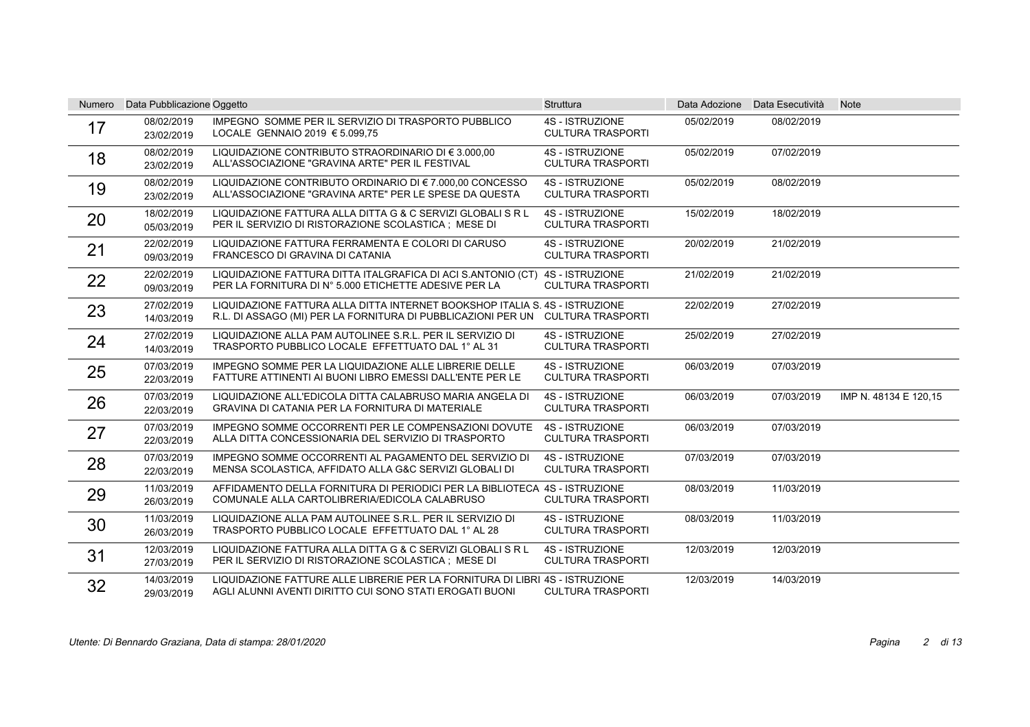| Numero | Data Pubblicazione | Oggetto | Struttura | Data Adozione | Data Esecutività | Note |
|---|---|---|---|---|---|---|
| 17 | 08/02/2019<br>23/02/2019 | IMPEGNO SOMME PER IL SERVIZIO DI TRASPORTO PUBBLICO LOCALE GENNAIO 2019 € 5.099,75 | 4S - ISTRUZIONE CULTURA TRASPORTI | 05/02/2019 | 08/02/2019 | |
| 18 | 08/02/2019<br>23/02/2019 | LIQUIDAZIONE CONTRIBUTO STRAORDINARIO DI € 3.000,00 ALL'ASSOCIAZIONE "GRAVINA ARTE" PER IL FESTIVAL | 4S - ISTRUZIONE CULTURA TRASPORTI | 05/02/2019 | 07/02/2019 | |
| 19 | 08/02/2019<br>23/02/2019 | LIQUIDAZIONE CONTRIBUTO ORDINARIO DI € 7.000,00 CONCESSO ALL'ASSOCIAZIONE "GRAVINA ARTE" PER LE SPESE DA QUESTA | 4S - ISTRUZIONE CULTURA TRASPORTI | 05/02/2019 | 08/02/2019 | |
| 20 | 18/02/2019<br>05/03/2019 | LIQUIDAZIONE FATTURA ALLA DITTA G & C SERVIZI GLOBALI S R L PER IL SERVIZIO DI RISTORAZIONE SCOLASTICA ; MESE DI | 4S - ISTRUZIONE CULTURA TRASPORTI | 15/02/2019 | 18/02/2019 | |
| 21 | 22/02/2019<br>09/03/2019 | LIQUIDAZIONE FATTURA FERRAMENTA E COLORI DI CARUSO FRANCESCO DI GRAVINA DI CATANIA | 4S - ISTRUZIONE CULTURA TRASPORTI | 20/02/2019 | 21/02/2019 | |
| 22 | 22/02/2019<br>09/03/2019 | LIQUIDAZIONE FATTURA DITTA ITALGRAFICA DI ACI S.ANTONIO (CT) PER LA FORNITURA DI N° 5.000 ETICHETTE ADESIVE PER LA | 4S - ISTRUZIONE CULTURA TRASPORTI | 21/02/2019 | 21/02/2019 | |
| 23 | 27/02/2019<br>14/03/2019 | LIQUIDAZIONE FATTURA ALLA DITTA INTERNET BOOKSHOP ITALIA S. R.L. DI ASSAGO (MI) PER LA FORNITURA DI PUBBLICAZIONI PER UN | 4S - ISTRUZIONE CULTURA TRASPORTI | 22/02/2019 | 27/02/2019 | |
| 24 | 27/02/2019<br>14/03/2019 | LIQUIDAZIONE ALLA PAM AUTOLINEE S.R.L. PER IL SERVIZIO DI TRASPORTO PUBBLICO LOCALE EFFETTUATO DAL 1° AL 31 | 4S - ISTRUZIONE CULTURA TRASPORTI | 25/02/2019 | 27/02/2019 | |
| 25 | 07/03/2019<br>22/03/2019 | IMPEGNO SOMME PER LA LIQUIDAZIONE ALLE LIBRERIE DELLE FATTURE ATTINENTI AI BUONI LIBRO EMESSI DALL'ENTE PER LE | 4S - ISTRUZIONE CULTURA TRASPORTI | 06/03/2019 | 07/03/2019 | |
| 26 | 07/03/2019<br>22/03/2019 | LIQUIDAZIONE ALL'EDICOLA DITTA CALABRUSO MARIA ANGELA DI GRAVINA DI CATANIA PER LA FORNITURA DI MATERIALE | 4S - ISTRUZIONE CULTURA TRASPORTI | 06/03/2019 | 07/03/2019 | IMP N. 48134 E 120,15 |
| 27 | 07/03/2019<br>22/03/2019 | IMPEGNO SOMME OCCORRENTI PER LE COMPENSAZIONI DOVUTE ALLA DITTA CONCESSIONARIA DEL SERVIZIO DI TRASPORTO | 4S - ISTRUZIONE CULTURA TRASPORTI | 06/03/2019 | 07/03/2019 | |
| 28 | 07/03/2019<br>22/03/2019 | IMPEGNO SOMME OCCORRENTI AL PAGAMENTO DEL SERVIZIO DI MENSA SCOLASTICA, AFFIDATO ALLA G&C SERVIZI GLOBALI DI | 4S - ISTRUZIONE CULTURA TRASPORTI | 07/03/2019 | 07/03/2019 | |
| 29 | 11/03/2019<br>26/03/2019 | AFFIDAMENTO DELLA FORNITURA DI PERIODICI PER LA BIBLIOTECA COMUNALE ALLA CARTOLIBRERIA/EDICOLA CALABRUSO | 4S - ISTRUZIONE CULTURA TRASPORTI | 08/03/2019 | 11/03/2019 | |
| 30 | 11/03/2019<br>26/03/2019 | LIQUIDAZIONE ALLA PAM AUTOLINEE S.R.L. PER IL SERVIZIO DI TRASPORTO PUBBLICO LOCALE EFFETTUATO DAL 1° AL 28 | 4S - ISTRUZIONE CULTURA TRASPORTI | 08/03/2019 | 11/03/2019 | |
| 31 | 12/03/2019<br>27/03/2019 | LIQUIDAZIONE FATTURA ALLA DITTA G & C SERVIZI GLOBALI S R L PER IL SERVIZIO DI RISTORAZIONE SCOLASTICA ; MESE DI | 4S - ISTRUZIONE CULTURA TRASPORTI | 12/03/2019 | 12/03/2019 | |
| 32 | 14/03/2019<br>29/03/2019 | LIQUIDAZIONE FATTURE ALLE LIBRERIE PER LA FORNITURA DI LIBRI AGLI ALUNNI AVENTI DIRITTO CUI SONO STATI EROGATI BUONI | 4S - ISTRUZIONE CULTURA TRASPORTI | 12/03/2019 | 14/03/2019 | |

*Utente: Di Bennardo Graziana, Data di stampa: 28/01/2020*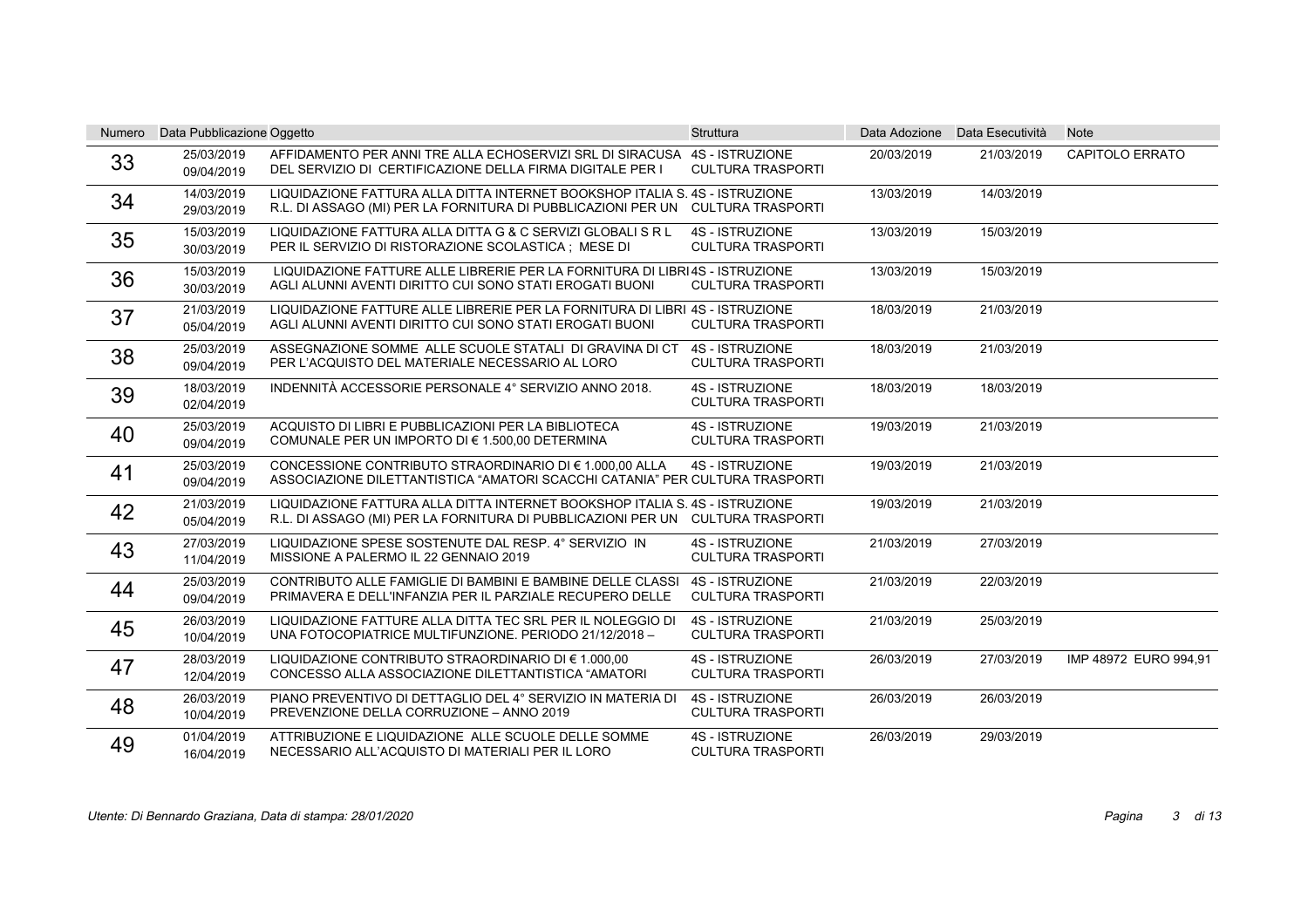| Numero | Data Pubblicazione | Oggetto | Struttura | Data Adozione | Data Esecutività | Note |
|---|---|---|---|---|---|---|
| 33 | 25/03/2019 09/04/2019 | AFFIDAMENTO PER ANNI TRE ALLA ECHOSERVIZI SRL DI SIRACUSA DEL SERVIZIO DI CERTIFICAZIONE DELLA FIRMA DIGITALE PER I | 4S - ISTRUZIONE CULTURA TRASPORTI | 20/03/2019 | 21/03/2019 | CAPITOLO ERRATO |
| 34 | 14/03/2019 29/03/2019 | LIQUIDAZIONE FATTURA ALLA DITTA INTERNET BOOKSHOP ITALIA S. R.L. DI ASSAGO (MI) PER LA FORNITURA DI PUBBLICAZIONI PER UN | 4S - ISTRUZIONE CULTURA TRASPORTI | 13/03/2019 | 14/03/2019 | |
| 35 | 15/03/2019 30/03/2019 | LIQUIDAZIONE FATTURA ALLA DITTA G & C SERVIZI GLOBALI S R L PER IL SERVIZIO DI RISTORAZIONE SCOLASTICA ; MESE DI | 4S - ISTRUZIONE CULTURA TRASPORTI | 13/03/2019 | 15/03/2019 | |
| 36 | 15/03/2019 30/03/2019 | LIQUIDAZIONE FATTURE ALLE LIBRERIE PER LA FORNITURA DI LIBRI AGLI ALUNNI AVENTI DIRITTO CUI SONO STATI EROGATI BUONI | 4S - ISTRUZIONE CULTURA TRASPORTI | 13/03/2019 | 15/03/2019 | |
| 37 | 21/03/2019 05/04/2019 | LIQUIDAZIONE FATTURE ALLE LIBRERIE PER LA FORNITURA DI LIBRI AGLI ALUNNI AVENTI DIRITTO CUI SONO STATI EROGATI BUONI | 4S - ISTRUZIONE CULTURA TRASPORTI | 18/03/2019 | 21/03/2019 | |
| 38 | 25/03/2019 09/04/2019 | ASSEGNAZIONE SOMME ALLE SCUOLE STATALI DI GRAVINA DI CT PER L'ACQUISTO DEL MATERIALE NECESSARIO AL LORO | 4S - ISTRUZIONE CULTURA TRASPORTI | 18/03/2019 | 21/03/2019 | |
| 39 | 18/03/2019 02/04/2019 | INDENNITÀ ACCESSORIE PERSONALE 4° SERVIZIO ANNO 2018. | 4S - ISTRUZIONE CULTURA TRASPORTI | 18/03/2019 | 18/03/2019 | |
| 40 | 25/03/2019 09/04/2019 | ACQUISTO DI LIBRI E PUBBLICAZIONI PER LA BIBLIOTECA COMUNALE PER UN IMPORTO DI € 1.500,00 DETERMINA | 4S - ISTRUZIONE CULTURA TRASPORTI | 19/03/2019 | 21/03/2019 | |
| 41 | 25/03/2019 09/04/2019 | CONCESSIONE CONTRIBUTO STRAORDINARIO DI € 1.000,00 ALLA ASSOCIAZIONE DILETTANTISTICA "AMATORI SCACCHI CATANIA" PER | 4S - ISTRUZIONE CULTURA TRASPORTI | 19/03/2019 | 21/03/2019 | |
| 42 | 21/03/2019 05/04/2019 | LIQUIDAZIONE FATTURA ALLA DITTA INTERNET BOOKSHOP ITALIA S. R.L. DI ASSAGO (MI) PER LA FORNITURA DI PUBBLICAZIONI PER UN | 4S - ISTRUZIONE CULTURA TRASPORTI | 19/03/2019 | 21/03/2019 | |
| 43 | 27/03/2019 11/04/2019 | LIQUIDAZIONE SPESE SOSTENUTE DAL RESP. 4° SERVIZIO IN MISSIONE A PALERMO IL 22 GENNAIO 2019 | 4S - ISTRUZIONE CULTURA TRASPORTI | 21/03/2019 | 27/03/2019 | |
| 44 | 25/03/2019 09/04/2019 | CONTRIBUTO ALLE FAMIGLIE DI BAMBINI E BAMBINE DELLE CLASSI PRIMAVERA E DELL'INFANZIA PER IL PARZIALE RECUPERO DELLE | 4S - ISTRUZIONE CULTURA TRASPORTI | 21/03/2019 | 22/03/2019 | |
| 45 | 26/03/2019 10/04/2019 | LIQUIDAZIONE FATTURE ALLA DITTA TEC SRL PER IL NOLEGGIO DI UNA FOTOCOPIATRICE MULTIFUNZIONE. PERIODO 21/12/2018 – | 4S - ISTRUZIONE CULTURA TRASPORTI | 21/03/2019 | 25/03/2019 | |
| 47 | 28/03/2019 12/04/2019 | LIQUIDAZIONE CONTRIBUTO STRAORDINARIO DI € 1.000,00 CONCESSO ALLA ASSOCIAZIONE DILETTANTISTICA "AMATORI | 4S - ISTRUZIONE CULTURA TRASPORTI | 26/03/2019 | 27/03/2019 | IMP 48972 EURO 994,91 |
| 48 | 26/03/2019 10/04/2019 | PIANO PREVENTIVO DI DETTAGLIO DEL 4° SERVIZIO IN MATERIA DI PREVENZIONE DELLA CORRUZIONE – ANNO 2019 | 4S - ISTRUZIONE CULTURA TRASPORTI | 26/03/2019 | 26/03/2019 | |
| 49 | 01/04/2019 16/04/2019 | ATTRIBUZIONE E LIQUIDAZIONE ALLE SCUOLE DELLE SOMME NECESSARIO ALL'ACQUISTO DI MATERIALI PER IL LORO | 4S - ISTRUZIONE CULTURA TRASPORTI | 26/03/2019 | 29/03/2019 | |

*Utente: Di Bennardo Graziana, Data di stampa: 28/01/2020*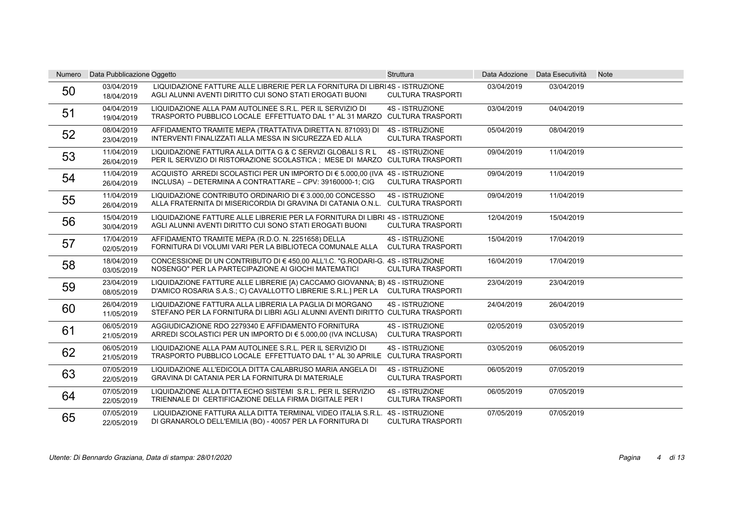| Numero | Data Pubblicazione | Oggetto | Struttura | Data Adozione | Data Esecutività | Note |
|---|---|---|---|---|---|---|
| 50 | 03/04/2019 18/04/2019 | LIQUIDAZIONE FATTURE ALLE LIBRERIE PER LA FORNITURA DI LIBRI AGLI ALUNNI AVENTI DIRITTO CUI SONO STATI EROGATI BUONI | 4S - ISTRUZIONE CULTURA TRASPORTI | 03/04/2019 | 03/04/2019 | |
| 51 | 04/04/2019 19/04/2019 | LIQUIDAZIONE ALLA PAM AUTOLINEE S.R.L. PER IL SERVIZIO DI TRASPORTO PUBBLICO LOCALE EFFETTUATO DAL 1° AL 31 MARZO | 4S - ISTRUZIONE CULTURA TRASPORTI | 03/04/2019 | 04/04/2019 | |
| 52 | 08/04/2019 23/04/2019 | AFFIDAMENTO TRAMITE MEPA (TRATTATIVA DIRETTA N. 871093) DI INTERVENTI FINALIZZATI ALLA MESSA IN SICUREZZA ED ALLA | 4S - ISTRUZIONE CULTURA TRASPORTI | 05/04/2019 | 08/04/2019 | |
| 53 | 11/04/2019 26/04/2019 | LIQUIDAZIONE FATTURA ALLA DITTA G & C SERVIZI GLOBALI S R L PER IL SERVIZIO DI RISTORAZIONE SCOLASTICA ; MESE DI MARZO | 4S - ISTRUZIONE CULTURA TRASPORTI | 09/04/2019 | 11/04/2019 | |
| 54 | 11/04/2019 26/04/2019 | ACQUISTO ARREDI SCOLASTICI PER UN IMPORTO DI € 5.000,00 (IVA INCLUSA) – DETERMINA A CONTRATTARE – CPV: 39160000-1; CIG | 4S - ISTRUZIONE CULTURA TRASPORTI | 09/04/2019 | 11/04/2019 | |
| 55 | 11/04/2019 26/04/2019 | LIQUIDAZIONE CONTRIBUTO ORDINARIO DI € 3.000,00 CONCESSO ALLA FRATERNITA DI MISERICORDIA DI GRAVINA DI CATANIA O.N.L. | 4S - ISTRUZIONE CULTURA TRASPORTI | 09/04/2019 | 11/04/2019 | |
| 56 | 15/04/2019 30/04/2019 | LIQUIDAZIONE FATTURE ALLE LIBRERIE PER LA FORNITURA DI LIBRI AGLI ALUNNI AVENTI DIRITTO CUI SONO STATI EROGATI BUONI | 4S - ISTRUZIONE CULTURA TRASPORTI | 12/04/2019 | 15/04/2019 | |
| 57 | 17/04/2019 02/05/2019 | AFFIDAMENTO TRAMITE MEPA (R.D.O. N. 2251658) DELLA FORNITURA DI VOLUMI VARI PER LA BIBLIOTECA COMUNALE ALLA | 4S - ISTRUZIONE CULTURA TRASPORTI | 15/04/2019 | 17/04/2019 | |
| 58 | 18/04/2019 03/05/2019 | CONCESSIONE DI UN CONTRIBUTO DI € 450,00 ALL'I.C. "G.RODARI-G. NOSENGO" PER LA PARTECIPAZIONE AI GIOCHI MATEMATICI | 4S - ISTRUZIONE CULTURA TRASPORTI | 16/04/2019 | 17/04/2019 | |
| 59 | 23/04/2019 08/05/2019 | LIQUIDAZIONE FATTURE ALLE LIBRERIE [A) CACCAMO GIOVANNA; B) D'AMICO ROSARIA S.A.S.; C) CAVALLOTTO LIBRERIE S.R.L.] PER LA | 4S - ISTRUZIONE CULTURA TRASPORTI | 23/04/2019 | 23/04/2019 | |
| 60 | 26/04/2019 11/05/2019 | LIQUIDAZIONE FATTURA ALLA LIBRERIA LA PAGLIA DI MORGANO STEFANO PER LA FORNITURA DI LIBRI AGLI ALUNNI AVENTI DIRITTO | 4S - ISTRUZIONE CULTURA TRASPORTI | 24/04/2019 | 26/04/2019 | |
| 61 | 06/05/2019 21/05/2019 | AGGIUDICAZIONE RDO 2279340 E AFFIDAMENTO FORNITURA ARREDI SCOLASTICI PER UN IMPORTO DI € 5.000,00 (IVA INCLUSA) | 4S - ISTRUZIONE CULTURA TRASPORTI | 02/05/2019 | 03/05/2019 | |
| 62 | 06/05/2019 21/05/2019 | LIQUIDAZIONE ALLA PAM AUTOLINEE S.R.L. PER IL SERVIZIO DI TRASPORTO PUBBLICO LOCALE EFFETTUATO DAL 1° AL 30 APRILE | 4S - ISTRUZIONE CULTURA TRASPORTI | 03/05/2019 | 06/05/2019 | |
| 63 | 07/05/2019 22/05/2019 | LIQUIDAZIONE ALL'EDICOLA DITTA CALABRUSO MARIA ANGELA DI GRAVINA DI CATANIA PER LA FORNITURA DI MATERIALE | 4S - ISTRUZIONE CULTURA TRASPORTI | 06/05/2019 | 07/05/2019 | |
| 64 | 07/05/2019 22/05/2019 | LIQUIDAZIONE ALLA DITTA ECHO SISTEMI S.R.L. PER IL SERVIZIO TRIENNALE DI CERTIFICAZIONE DELLA FIRMA DIGITALE PER I | 4S - ISTRUZIONE CULTURA TRASPORTI | 06/05/2019 | 07/05/2019 | |
| 65 | 07/05/2019 22/05/2019 | LIQUIDAZIONE FATTURA ALLA DITTA TERMINAL VIDEO ITALIA S.R.L. DI GRANAROLO DELL'EMILIA (BO) - 40057 PER LA FORNITURA DI | 4S - ISTRUZIONE CULTURA TRASPORTI | 07/05/2019 | 07/05/2019 | |

*Utente: Di Bennardo Graziana, Data di stampa: 28/01/2020*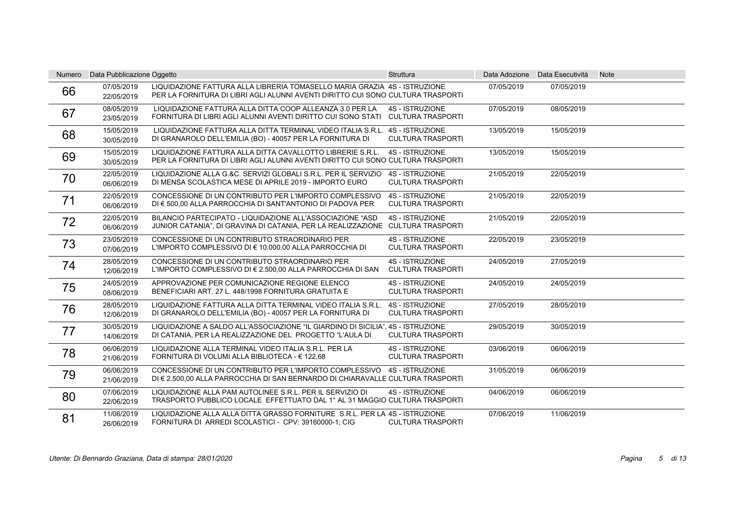| Numero | Data Pubblicazione | Oggetto | Struttura | Data Adozione | Data Esecutività | Note |
|---|---|---|---|---|---|---|
| 66 | 07/05/2019<br>22/05/2019 | LIQUIDAZIONE FATTURA ALLA LIBRERIA TOMASELLO MARIA GRAZIA PER LA FORNITURA DI LIBRI AGLI ALUNNI AVENTI DIRITTO CUI SONO | 4S - ISTRUZIONE CULTURA TRASPORTI | 07/05/2019 | 07/05/2019 | |
| 67 | 08/05/2019<br>23/05/2019 | LIQUIDAZIONE FATTURA ALLA DITTA COOP ALLEANZA 3.0 PER LA FORNITURA DI LIBRI AGLI ALUNNI AVENTI DIRITTO CUI SONO STATI | 4S - ISTRUZIONE CULTURA TRASPORTI | 07/05/2019 | 08/05/2019 | |
| 68 | 15/05/2019<br>30/05/2019 | LIQUIDAZIONE FATTURA ALLA DITTA TERMINAL VIDEO ITALIA S.R.L. DI GRANAROLO DELL'EMILIA (BO) - 40057 PER LA FORNITURA DI | 4S - ISTRUZIONE CULTURA TRASPORTI | 13/05/2019 | 15/05/2019 | |
| 69 | 15/05/2019<br>30/05/2019 | LIQUIDAZIONE FATTURA ALLA DITTA CAVALLOTTO LIBRERIE S.R.L. PER LA FORNITURA DI LIBRI AGLI ALUNNI AVENTI DIRITTO CUI SONO | 4S - ISTRUZIONE CULTURA TRASPORTI | 13/05/2019 | 15/05/2019 | |
| 70 | 22/05/2019<br>06/06/2019 | LIQUIDAZIONE ALLA G.&C. SERVIZI GLOBALI S.R.L. PER IL SERVIZIO DI MENSA SCOLASTICA MESE DI APRILE 2019 - IMPORTO EURO | 4S - ISTRUZIONE CULTURA TRASPORTI | 21/05/2019 | 22/05/2019 | |
| 71 | 22/05/2019<br>06/06/2019 | CONCESSIONE DI UN CONTRIBUTO PER L'IMPORTO COMPLESSIVO DI € 500,00 ALLA PARROCCHIA DI SANT'ANTONIO DI PADOVA PER | 4S - ISTRUZIONE CULTURA TRASPORTI | 21/05/2019 | 22/05/2019 | |
| 72 | 22/05/2019<br>06/06/2019 | BILANCIO PARTECIPATO - LIQUIDAZIONE ALL'ASSOCIAZIONE "ASD JUNIOR CATANIA", DI GRAVINA DI CATANIA, PER LA REALIZZAZIONE | 4S - ISTRUZIONE CULTURA TRASPORTI | 21/05/2019 | 22/05/2019 | |
| 73 | 23/05/2019<br>07/06/2019 | CONCESSIONE DI UN CONTRIBUTO STRAORDINARIO PER L'IMPORTO COMPLESSIVO DI € 10.000,00 ALLA PARROCCHIA DI | 4S - ISTRUZIONE CULTURA TRASPORTI | 22/05/2019 | 23/05/2019 | |
| 74 | 28/05/2019<br>12/06/2019 | CONCESSIONE DI UN CONTRIBUTO STRAORDINARIO PER L'IMPORTO COMPLESSIVO DI € 2.500,00 ALLA PARROCCHIA DI SAN | 4S - ISTRUZIONE CULTURA TRASPORTI | 24/05/2019 | 27/05/2019 | |
| 75 | 24/05/2019<br>08/06/2019 | APPROVAZIONE PER COMUNICAZIONE REGIONE ELENCO BENEFICIARI ART. 27 L. 448/1998 FORNITURA GRATUITA E | 4S - ISTRUZIONE CULTURA TRASPORTI | 24/05/2019 | 24/05/2019 | |
| 76 | 28/05/2019<br>12/06/2019 | LIQUIDAZIONE FATTURA ALLA DITTA TERMINAL VIDEO ITALIA S.R.L. DI GRANAROLO DELL'EMILIA (BO) - 40057 PER LA FORNITURA DI | 4S - ISTRUZIONE CULTURA TRASPORTI | 27/05/2019 | 28/05/2019 | |
| 77 | 30/05/2019<br>14/06/2019 | LIQUIDAZIONE A SALDO ALL'ASSOCIAZIONE "IL GIARDINO DI SICILIA", DI CATANIA, PER LA REALIZZAZIONE DEL PROGETTO "L'AULA DI | 4S - ISTRUZIONE CULTURA TRASPORTI | 29/05/2019 | 30/05/2019 | |
| 78 | 06/06/2019<br>21/06/2019 | LIQUIDAZIONE ALLA TERMINAL VIDEO ITALIA S.R.L. PER LA FORNITURA DI VOLUMI ALLA BIBLIOTECA - € 122,68 | 4S - ISTRUZIONE CULTURA TRASPORTI | 03/06/2019 | 06/06/2019 | |
| 79 | 06/06/2019<br>21/06/2019 | CONCESSIONE DI UN CONTRIBUTO PER L'IMPORTO COMPLESSIVO DI € 2.500,00 ALLA PARROCCHIA DI SAN BERNARDO DI CHIARAVALLE | 4S - ISTRUZIONE CULTURA TRASPORTI | 31/05/2019 | 06/06/2019 | |
| 80 | 07/06/2019<br>22/06/2019 | LIQUIDAZIONE ALLA PAM AUTOLINEE S.R.L. PER IL SERVIZIO DI TRASPORTO PUBBLICO LOCALE EFFETTUATO DAL 1° AL 31 MAGGIO | 4S - ISTRUZIONE CULTURA TRASPORTI | 04/06/2019 | 06/06/2019 | |
| 81 | 11/06/2019<br>26/06/2019 | LIQUIDAZIONE ALLA ALLA DITTA GRASSO FORNITURE S.R.L. PER LA FORNITURA DI ARREDI SCOLASTICI - CPV: 39160000-1; CIG | 4S - ISTRUZIONE CULTURA TRASPORTI | 07/06/2019 | 11/06/2019 | |

*Utente: Di Bennardo Graziana, Data di stampa: 28/01/2020*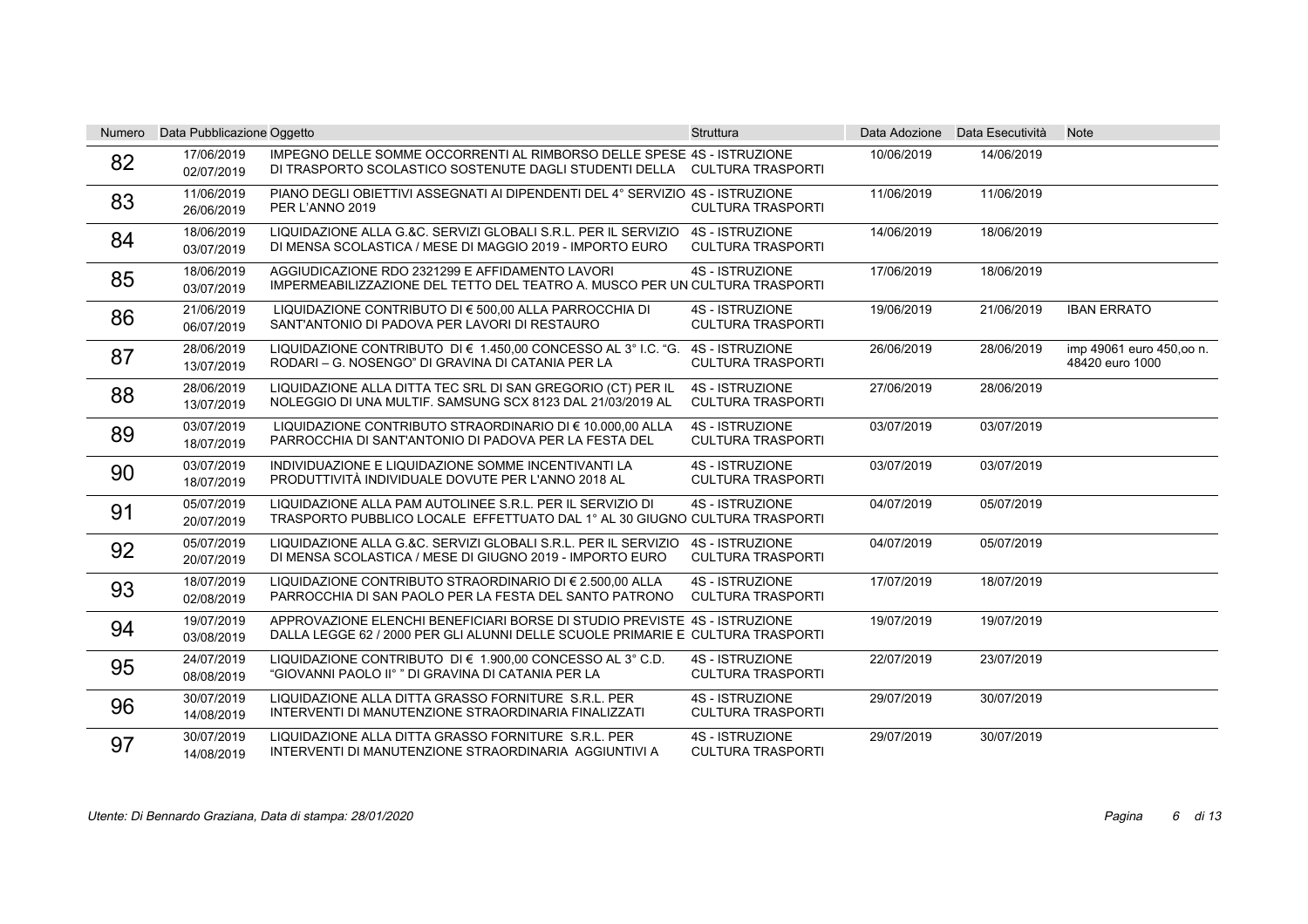| Numero | Data Pubblicazione | Oggetto | Struttura | Data Adozione | Data Esecutività | Note |
|---|---|---|---|---|---|---|
| 82 | 17/06/2019 02/07/2019 | IMPEGNO DELLE SOMME OCCORRENTI AL RIMBORSO DELLE SPESE DI TRASPORTO SCOLASTICO SOSTENUTE DAGLI STUDENTI DELLA | 4S - ISTRUZIONE CULTURA TRASPORTI | 10/06/2019 | 14/06/2019 | |
| 83 | 11/06/2019 26/06/2019 | PIANO DEGLI OBIETTIVI ASSEGNATI AI DIPENDENTI DEL 4° SERVIZIO PER L'ANNO 2019 | 4S - ISTRUZIONE CULTURA TRASPORTI | 11/06/2019 | 11/06/2019 | |
| 84 | 18/06/2019 03/07/2019 | LIQUIDAZIONE ALLA G.&C. SERVIZI GLOBALI S.R.L. PER IL SERVIZIO DI MENSA SCOLASTICA / MESE DI MAGGIO 2019 - IMPORTO EURO | 4S - ISTRUZIONE CULTURA TRASPORTI | 14/06/2019 | 18/06/2019 | |
| 85 | 18/06/2019 03/07/2019 | AGGIUDICAZIONE RDO 2321299 E AFFIDAMENTO LAVORI IMPERMEABILIZZAZIONE DEL TETTO DEL TEATRO A. MUSCO PER UN | 4S - ISTRUZIONE CULTURA TRASPORTI | 17/06/2019 | 18/06/2019 | |
| 86 | 21/06/2019 06/07/2019 | LIQUIDAZIONE CONTRIBUTO DI € 500,00 ALLA PARROCCHIA DI SANT'ANTONIO DI PADOVA PER LAVORI DI RESTAURO | 4S - ISTRUZIONE CULTURA TRASPORTI | 19/06/2019 | 21/06/2019 | IBAN ERRATO |
| 87 | 28/06/2019 13/07/2019 | LIQUIDAZIONE CONTRIBUTO DI € 1.450,00 CONCESSO AL 3° I.C. "G. RODARI – G. NOSENGO" DI GRAVINA DI CATANIA PER LA | 4S - ISTRUZIONE CULTURA TRASPORTI | 26/06/2019 | 28/06/2019 | imp 49061 euro 450,oo n. 48420 euro 1000 |
| 88 | 28/06/2019 13/07/2019 | LIQUIDAZIONE ALLA DITTA TEC SRL DI SAN GREGORIO (CT) PER IL NOLEGGIO DI UNA MULTIF. SAMSUNG SCX 8123 DAL 21/03/2019 AL | 4S - ISTRUZIONE CULTURA TRASPORTI | 27/06/2019 | 28/06/2019 | |
| 89 | 03/07/2019 18/07/2019 | LIQUIDAZIONE CONTRIBUTO STRAORDINARIO DI € 10.000,00 ALLA PARROCCHIA DI SANT'ANTONIO DI PADOVA PER LA FESTA DEL | 4S - ISTRUZIONE CULTURA TRASPORTI | 03/07/2019 | 03/07/2019 | |
| 90 | 03/07/2019 18/07/2019 | INDIVIDUAZIONE E LIQUIDAZIONE SOMME INCENTIVANTI LA PRODUTTIVITÀ INDIVIDUALE DOVUTE PER L'ANNO 2018 AL | 4S - ISTRUZIONE CULTURA TRASPORTI | 03/07/2019 | 03/07/2019 | |
| 91 | 05/07/2019 20/07/2019 | LIQUIDAZIONE ALLA PAM AUTOLINEE S.R.L. PER IL SERVIZIO DI TRASPORTO PUBBLICO LOCALE EFFETTUATO DAL 1° AL 30 GIUGNO | 4S - ISTRUZIONE CULTURA TRASPORTI | 04/07/2019 | 05/07/2019 | |
| 92 | 05/07/2019 20/07/2019 | LIQUIDAZIONE ALLA G.&C. SERVIZI GLOBALI S.R.L. PER IL SERVIZIO DI MENSA SCOLASTICA / MESE DI GIUGNO 2019 - IMPORTO EURO | 4S - ISTRUZIONE CULTURA TRASPORTI | 04/07/2019 | 05/07/2019 | |
| 93 | 18/07/2019 02/08/2019 | LIQUIDAZIONE CONTRIBUTO STRAORDINARIO DI € 2.500,00 ALLA PARROCCHIA DI SAN PAOLO PER LA FESTA DEL SANTO PATRONO | 4S - ISTRUZIONE CULTURA TRASPORTI | 17/07/2019 | 18/07/2019 | |
| 94 | 19/07/2019 03/08/2019 | APPROVAZIONE ELENCHI BENEFICIARI BORSE DI STUDIO PREVISTE DALLA LEGGE 62 / 2000 PER GLI ALUNNI DELLE SCUOLE PRIMARIE E | 4S - ISTRUZIONE CULTURA TRASPORTI | 19/07/2019 | 19/07/2019 | |
| 95 | 24/07/2019 08/08/2019 | LIQUIDAZIONE CONTRIBUTO DI € 1.900,00 CONCESSO AL 3° C.D. "GIOVANNI PAOLO II° " DI GRAVINA DI CATANIA PER LA | 4S - ISTRUZIONE CULTURA TRASPORTI | 22/07/2019 | 23/07/2019 | |
| 96 | 30/07/2019 14/08/2019 | LIQUIDAZIONE ALLA DITTA GRASSO FORNITURE S.R.L. PER INTERVENTI DI MANUTENZIONE STRAORDINARIA FINALIZZATI | 4S - ISTRUZIONE CULTURA TRASPORTI | 29/07/2019 | 30/07/2019 | |
| 97 | 30/07/2019 14/08/2019 | LIQUIDAZIONE ALLA DITTA GRASSO FORNITURE S.R.L. PER INTERVENTI DI MANUTENZIONE STRAORDINARIA AGGIUNTIVI A | 4S - ISTRUZIONE CULTURA TRASPORTI | 29/07/2019 | 30/07/2019 | |

*Utente: Di Bennardo Graziana, Data di stampa: 28/01/2020*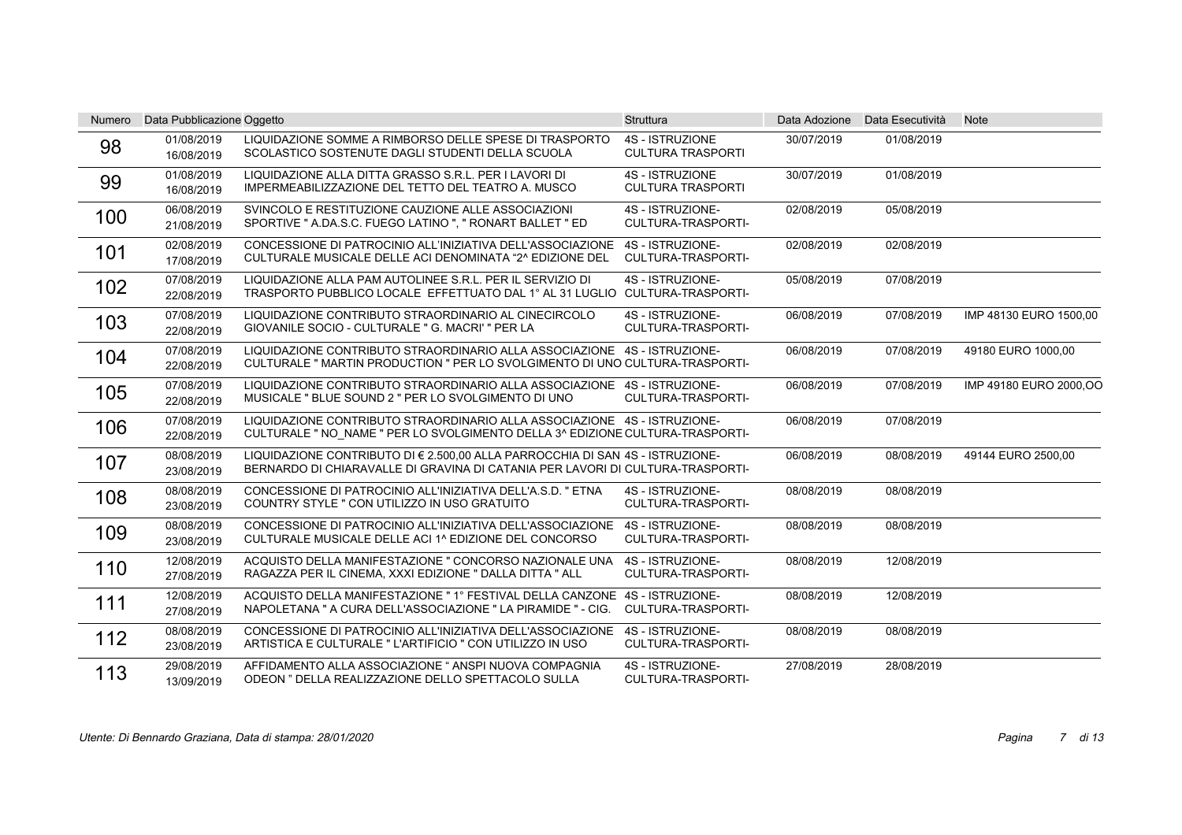| Numero | Data Pubblicazione | Oggetto | Struttura | Data Adozione | Data Esecutività | Note |
| --- | --- | --- | --- | --- | --- | --- |
| 98 | 01/08/2019<br>16/08/2019 | LIQUIDAZIONE SOMME A RIMBORSO DELLE SPESE DI TRASPORTO SCOLASTICO SOSTENUTE DAGLI STUDENTI DELLA SCUOLA | 4S - ISTRUZIONE CULTURA TRASPORTI | 30/07/2019 | 01/08/2019 | |
| 99 | 01/08/2019<br>16/08/2019 | LIQUIDAZIONE ALLA DITTA GRASSO S.R.L. PER I LAVORI DI IMPERMEABILIZZAZIONE DEL TETTO DEL TEATRO A. MUSCO | 4S - ISTRUZIONE CULTURA TRASPORTI | 30/07/2019 | 01/08/2019 | |
| 100 | 06/08/2019<br>21/08/2019 | SVINCOLO E RESTITUZIONE CAUZIONE ALLE ASSOCIAZIONI SPORTIVE " A.DA.S.C. FUEGO LATINO ", " RONART BALLET " ED | 4S - ISTRUZIONE-CULTURA-TRASPORTI- | 02/08/2019 | 05/08/2019 | |
| 101 | 02/08/2019<br>17/08/2019 | CONCESSIONE DI PATROCINIO ALL'INIZIATIVA DELL'ASSOCIAZIONE CULTURALE MUSICALE DELLE ACI DENOMINATA "2^ EDIZIONE DEL | 4S - ISTRUZIONE-CULTURA-TRASPORTI- | 02/08/2019 | 02/08/2019 | |
| 102 | 07/08/2019<br>22/08/2019 | LIQUIDAZIONE ALLA PAM AUTOLINEE S.R.L. PER IL SERVIZIO DI TRASPORTO PUBBLICO LOCALE EFFETTUATO DAL 1° AL 31 LUGLIO | 4S - ISTRUZIONE-CULTURA-TRASPORTI- | 05/08/2019 | 07/08/2019 | |
| 103 | 07/08/2019<br>22/08/2019 | LIQUIDAZIONE CONTRIBUTO STRAORDINARIO AL CINECIRCOLO GIOVANILE SOCIO - CULTURALE " G. MACRI' " PER LA | 4S - ISTRUZIONE-CULTURA-TRASPORTI- | 06/08/2019 | 07/08/2019 | IMP 48130 EURO 1500,00 |
| 104 | 07/08/2019<br>22/08/2019 | LIQUIDAZIONE CONTRIBUTO STRAORDINARIO ALLA ASSOCIAZIONE CULTURALE " MARTIN PRODUCTION " PER LO SVOLGIMENTO DI UNO | 4S - ISTRUZIONE-CULTURA-TRASPORTI- | 06/08/2019 | 07/08/2019 | 49180 EURO 1000,00 |
| 105 | 07/08/2019<br>22/08/2019 | LIQUIDAZIONE CONTRIBUTO STRAORDINARIO ALLA ASSOCIAZIONE MUSICALE " BLUE SOUND 2 " PER LO SVOLGIMENTO DI UNO | 4S - ISTRUZIONE-CULTURA-TRASPORTI- | 06/08/2019 | 07/08/2019 | IMP 49180 EURO 2000,OO |
| 106 | 07/08/2019<br>22/08/2019 | LIQUIDAZIONE CONTRIBUTO STRAORDINARIO ALLA ASSOCIAZIONE CULTURALE " NO_NAME " PER LO SVOLGIMENTO DELLA 3^ EDIZIONE | 4S - ISTRUZIONE-CULTURA-TRASPORTI- | 06/08/2019 | 07/08/2019 | |
| 107 | 08/08/2019<br>23/08/2019 | LIQUIDAZIONE CONTRIBUTO DI € 2.500,00 ALLA PARROCCHIA DI SAN BERNARDO DI CHIARAVALLE DI GRAVINA DI CATANIA PER LAVORI DI | 4S - ISTRUZIONE-CULTURA-TRASPORTI- | 06/08/2019 | 08/08/2019 | 49144 EURO 2500,00 |
| 108 | 08/08/2019<br>23/08/2019 | CONCESSIONE DI PATROCINIO ALL'INIZIATIVA DELL'A.S.D. " ETNA COUNTRY STYLE " CON UTILIZZO IN USO GRATUITO | 4S - ISTRUZIONE-CULTURA-TRASPORTI- | 08/08/2019 | 08/08/2019 | |
| 109 | 08/08/2019<br>23/08/2019 | CONCESSIONE DI PATROCINIO ALL'INIZIATIVA DELL'ASSOCIAZIONE CULTURALE MUSICALE DELLE ACI 1^ EDIZIONE DEL CONCORSO | 4S - ISTRUZIONE-CULTURA-TRASPORTI- | 08/08/2019 | 08/08/2019 | |
| 110 | 12/08/2019<br>27/08/2019 | ACQUISTO DELLA MANIFESTAZIONE " CONCORSO NAZIONALE UNA RAGAZZA PER IL CINEMA, XXXI EDIZIONE " DALLA DITTA " ALL | 4S - ISTRUZIONE-CULTURA-TRASPORTI- | 08/08/2019 | 12/08/2019 | |
| 111 | 12/08/2019<br>27/08/2019 | ACQUISTO DELLA MANIFESTAZIONE " 1° FESTIVAL DELLA CANZONE NAPOLETANA " A CURA DELL'ASSOCIAZIONE " LA PIRAMIDE " - CIG. | 4S - ISTRUZIONE-CULTURA-TRASPORTI- | 08/08/2019 | 12/08/2019 | |
| 112 | 08/08/2019<br>23/08/2019 | CONCESSIONE DI PATROCINIO ALL'INIZIATIVA DELL'ASSOCIAZIONE ARTISTICA E CULTURALE " L'ARTIFICIO " CON UTILIZZO IN USO | 4S - ISTRUZIONE-CULTURA-TRASPORTI- | 08/08/2019 | 08/08/2019 | |
| 113 | 29/08/2019<br>13/09/2019 | AFFIDAMENTO ALLA ASSOCIAZIONE " ANSPI NUOVA COMPAGNIA ODEON " DELLA REALIZZAZIONE DELLO SPETTACOLO SULLA | 4S - ISTRUZIONE-CULTURA-TRASPORTI- | 27/08/2019 | 28/08/2019 | |

*Utente: Di Bennardo Graziana, Data di stampa: 28/01/2020*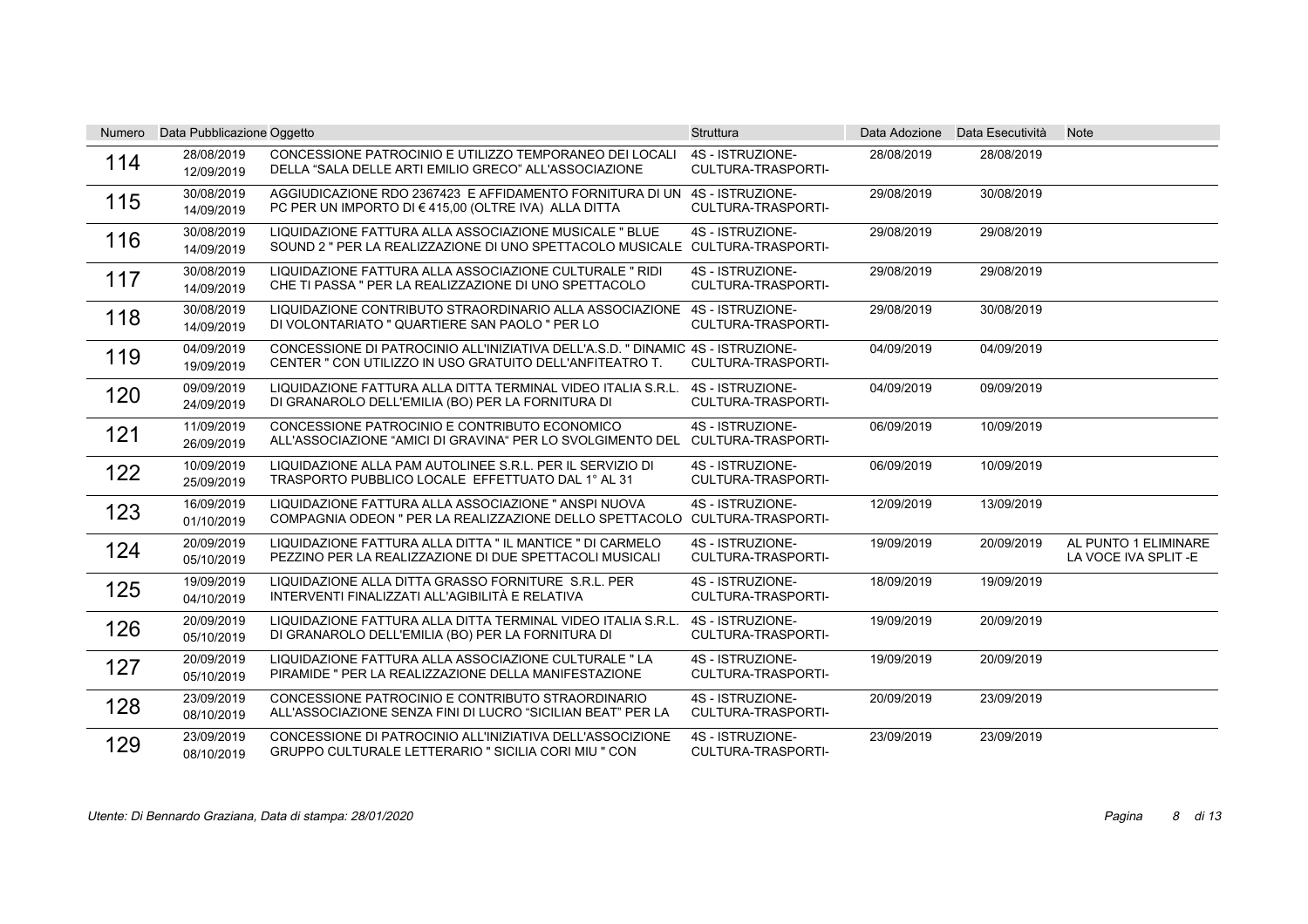| Numero | Data Pubblicazione | Oggetto | Struttura | Data Adozione | Data Esecutività | Note |
|---|---|---|---|---|---|---|
| 114 | 28/08/2019 12/09/2019 | CONCESSIONE PATROCINIO E UTILIZZO TEMPORANEO DEI LOCALI DELLA "SALA DELLE ARTI EMILIO GRECO" ALL'ASSOCIAZIONE | 4S - ISTRUZIONE-CULTURA-TRASPORTI- | 28/08/2019 | 28/08/2019 | |
| 115 | 30/08/2019 14/09/2019 | AGGIUDICAZIONE RDO 2367423 E AFFIDAMENTO FORNITURA DI UN PC PER UN IMPORTO DI € 415,00 (OLTRE IVA) ALLA DITTA | 4S - ISTRUZIONE-CULTURA-TRASPORTI- | 29/08/2019 | 30/08/2019 | |
| 116 | 30/08/2019 14/09/2019 | LIQUIDAZIONE FATTURA ALLA ASSOCIAZIONE MUSICALE " BLUE SOUND 2 " PER LA REALIZZAZIONE DI UNO SPETTACOLO MUSICALE | 4S - ISTRUZIONE-CULTURA-TRASPORTI- | 29/08/2019 | 29/08/2019 | |
| 117 | 30/08/2019 14/09/2019 | LIQUIDAZIONE FATTURA ALLA ASSOCIAZIONE CULTURALE " RIDI CHE TI PASSA " PER LA REALIZZAZIONE DI UNO SPETTACOLO | 4S - ISTRUZIONE-CULTURA-TRASPORTI- | 29/08/2019 | 29/08/2019 | |
| 118 | 30/08/2019 14/09/2019 | LIQUIDAZIONE CONTRIBUTO STRAORDINARIO ALLA ASSOCIAZIONE DI VOLONTARIATO " QUARTIERE SAN PAOLO " PER LO | 4S - ISTRUZIONE-CULTURA-TRASPORTI- | 29/08/2019 | 30/08/2019 | |
| 119 | 04/09/2019 19/09/2019 | CONCESSIONE DI PATROCINIO ALL'INIZIATIVA DELL'A.S.D. " DINAMIC CENTER " CON UTILIZZO IN USO GRATUITO DELL'ANFITEATRO T. | 4S - ISTRUZIONE-CULTURA-TRASPORTI- | 04/09/2019 | 04/09/2019 | |
| 120 | 09/09/2019 24/09/2019 | LIQUIDAZIONE FATTURA ALLA DITTA TERMINAL VIDEO ITALIA S.R.L. DI GRANAROLO DELL'EMILIA (BO) PER LA FORNITURA DI | 4S - ISTRUZIONE-CULTURA-TRASPORTI- | 04/09/2019 | 09/09/2019 | |
| 121 | 11/09/2019 26/09/2019 | CONCESSIONE PATROCINIO E CONTRIBUTO ECONOMICO ALL'ASSOCIAZIONE "AMICI DI GRAVINA" PER LO SVOLGIMENTO DEL | 4S - ISTRUZIONE-CULTURA-TRASPORTI- | 06/09/2019 | 10/09/2019 | |
| 122 | 10/09/2019 25/09/2019 | LIQUIDAZIONE ALLA PAM AUTOLINEE S.R.L. PER IL SERVIZIO DI TRASPORTO PUBBLICO LOCALE EFFETTUATO DAL 1° AL 31 | 4S - ISTRUZIONE-CULTURA-TRASPORTI- | 06/09/2019 | 10/09/2019 | |
| 123 | 16/09/2019 01/10/2019 | LIQUIDAZIONE FATTURA ALLA ASSOCIAZIONE " ANSPI NUOVA COMPAGNIA ODEON " PER LA REALIZZAZIONE DELLO SPETTACOLO | 4S - ISTRUZIONE-CULTURA-TRASPORTI- | 12/09/2019 | 13/09/2019 | |
| 124 | 20/09/2019 05/10/2019 | LIQUIDAZIONE FATTURA ALLA DITTA " IL MANTICE " DI CARMELO PEZZINO PER LA REALIZZAZIONE DI DUE SPETTACOLI MUSICALI | 4S - ISTRUZIONE-CULTURA-TRASPORTI- | 19/09/2019 | 20/09/2019 | AL PUNTO 1 ELIMINARE LA VOCE IVA SPLIT -E |
| 125 | 19/09/2019 04/10/2019 | LIQUIDAZIONE ALLA DITTA GRASSO FORNITURE S.R.L. PER INTERVENTI FINALIZZATI ALL'AGIBILITÀ E RELATIVA | 4S - ISTRUZIONE-CULTURA-TRASPORTI- | 18/09/2019 | 19/09/2019 | |
| 126 | 20/09/2019 05/10/2019 | LIQUIDAZIONE FATTURA ALLA DITTA TERMINAL VIDEO ITALIA S.R.L. DI GRANAROLO DELL'EMILIA (BO) PER LA FORNITURA DI | 4S - ISTRUZIONE-CULTURA-TRASPORTI- | 19/09/2019 | 20/09/2019 | |
| 127 | 20/09/2019 05/10/2019 | LIQUIDAZIONE FATTURA ALLA ASSOCIAZIONE CULTURALE " LA PIRAMIDE " PER LA REALIZZAZIONE DELLA MANIFESTAZIONE | 4S - ISTRUZIONE-CULTURA-TRASPORTI- | 19/09/2019 | 20/09/2019 | |
| 128 | 23/09/2019 08/10/2019 | CONCESSIONE PATROCINIO E CONTRIBUTO STRAORDINARIO ALL'ASSOCIAZIONE SENZA FINI DI LUCRO "SICILIAN BEAT" PER LA | 4S - ISTRUZIONE-CULTURA-TRASPORTI- | 20/09/2019 | 23/09/2019 | |
| 129 | 23/09/2019 08/10/2019 | CONCESSIONE DI PATROCINIO ALL'INIZIATIVA DELL'ASSOCIZIONE GRUPPO CULTURALE LETTERARIO " SICILIA CORI MIU " CON | 4S - ISTRUZIONE-CULTURA-TRASPORTI- | 23/09/2019 | 23/09/2019 | |

*Utente: Di Bennardo Graziana, Data di stampa: 28/01/2020*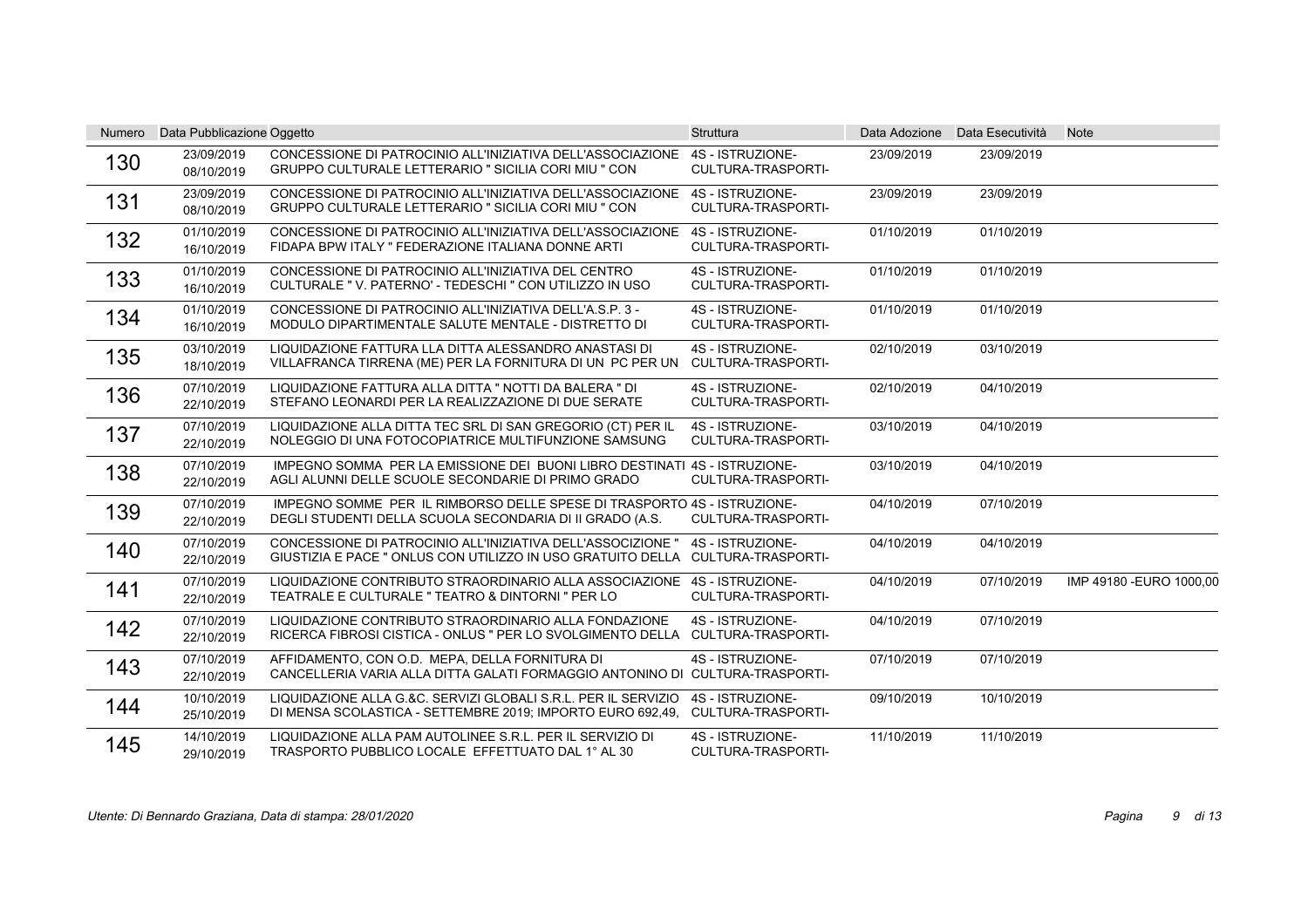| Numero | Data Pubblicazione | Oggetto | Struttura | Data Adozione | Data Esecutività | Note |
|---|---|---|---|---|---|---|
| 130 | 23/09/2019 08/10/2019 | CONCESSIONE DI PATROCINIO ALL'INIZIATIVA DELL'ASSOCIAZIONE GRUPPO CULTURALE LETTERARIO " SICILIA CORI MIU " CON | 4S - ISTRUZIONE-CULTURA-TRASPORTI- | 23/09/2019 | 23/09/2019 | |
| 131 | 23/09/2019 08/10/2019 | CONCESSIONE DI PATROCINIO ALL'INIZIATIVA DELL'ASSOCIAZIONE GRUPPO CULTURALE LETTERARIO " SICILIA CORI MIU " CON | 4S - ISTRUZIONE-CULTURA-TRASPORTI- | 23/09/2019 | 23/09/2019 | |
| 132 | 01/10/2019 16/10/2019 | CONCESSIONE DI PATROCINIO ALL'INIZIATIVA DELL'ASSOCIAZIONE FIDAPA BPW ITALY " FEDERAZIONE ITALIANA DONNE ARTI | 4S - ISTRUZIONE-CULTURA-TRASPORTI- | 01/10/2019 | 01/10/2019 | |
| 133 | 01/10/2019 16/10/2019 | CONCESSIONE DI PATROCINIO ALL'INIZIATIVA DEL CENTRO CULTURALE " V. PATERNO' - TEDESCHI " CON UTILIZZO IN USO | 4S - ISTRUZIONE-CULTURA-TRASPORTI- | 01/10/2019 | 01/10/2019 | |
| 134 | 01/10/2019 16/10/2019 | CONCESSIONE DI PATROCINIO ALL'INIZIATIVA DELL'A.S.P. 3 - MODULO DIPARTIMENTALE SALUTE MENTALE - DISTRETTO DI | 4S - ISTRUZIONE-CULTURA-TRASPORTI- | 01/10/2019 | 01/10/2019 | |
| 135 | 03/10/2019 18/10/2019 | LIQUIDAZIONE FATTURA LLA DITTA ALESSANDRO ANASTASI DI VILLAFRANCA TIRRENA (ME) PER LA FORNITURA DI UN PC PER UN | 4S - ISTRUZIONE-CULTURA-TRASPORTI- | 02/10/2019 | 03/10/2019 | |
| 136 | 07/10/2019 22/10/2019 | LIQUIDAZIONE FATTURA ALLA DITTA " NOTTI DA BALERA " DI STEFANO LEONARDI PER LA REALIZZAZIONE DI DUE SERATE | 4S - ISTRUZIONE-CULTURA-TRASPORTI- | 02/10/2019 | 04/10/2019 | |
| 137 | 07/10/2019 22/10/2019 | LIQUIDAZIONE ALLA DITTA TEC SRL DI SAN GREGORIO (CT) PER IL NOLEGGIO DI UNA FOTOCOPIATRICE MULTIFUNZIONE SAMSUNG | 4S - ISTRUZIONE-CULTURA-TRASPORTI- | 03/10/2019 | 04/10/2019 | |
| 138 | 07/10/2019 22/10/2019 | IMPEGNO SOMMA PER LA EMISSIONE DEI BUONI LIBRO DESTINATI AGLI ALUNNI DELLE SCUOLE SECONDARIE DI PRIMO GRADO | 4S - ISTRUZIONE-CULTURA-TRASPORTI- | 03/10/2019 | 04/10/2019 | |
| 139 | 07/10/2019 22/10/2019 | IMPEGNO SOMME PER IL RIMBORSO DELLE SPESE DI TRASPORTO DEGLI STUDENTI DELLA SCUOLA SECONDARIA DI II GRADO (A.S. | 4S - ISTRUZIONE-CULTURA-TRASPORTI- | 04/10/2019 | 07/10/2019 | |
| 140 | 07/10/2019 22/10/2019 | CONCESSIONE DI PATROCINIO ALL'INIZIATIVA DELL'ASSOCIZIONE " GIUSTIZIA E PACE " ONLUS CON UTILIZZO IN USO GRATUITO DELLA | 4S - ISTRUZIONE-CULTURA-TRASPORTI- | 04/10/2019 | 04/10/2019 | |
| 141 | 07/10/2019 22/10/2019 | LIQUIDAZIONE CONTRIBUTO STRAORDINARIO ALLA ASSOCIAZIONE TEATRALE E CULTURALE " TEATRO & DINTORNI " PER LO | 4S - ISTRUZIONE-CULTURA-TRASPORTI- | 04/10/2019 | 07/10/2019 | IMP 49180 -EURO 1000,00 |
| 142 | 07/10/2019 22/10/2019 | LIQUIDAZIONE CONTRIBUTO STRAORDINARIO ALLA FONDAZIONE RICERCA FIBROSI CISTICA - ONLUS " PER LO SVOLGIMENTO DELLA | 4S - ISTRUZIONE-CULTURA-TRASPORTI- | 04/10/2019 | 07/10/2019 | |
| 143 | 07/10/2019 22/10/2019 | AFFIDAMENTO, CON O.D. MEPA, DELLA FORNITURA DI CANCELLERIA VARIA ALLA DITTA GALATI FORMAGGIO ANTONINO DI | 4S - ISTRUZIONE-CULTURA-TRASPORTI- | 07/10/2019 | 07/10/2019 | |
| 144 | 10/10/2019 25/10/2019 | LIQUIDAZIONE ALLA G.&C. SERVIZI GLOBALI S.R.L. PER IL SERVIZIO DI MENSA SCOLASTICA - SETTEMBRE 2019; IMPORTO EURO 692,49, | 4S - ISTRUZIONE-CULTURA-TRASPORTI- | 09/10/2019 | 10/10/2019 | |
| 145 | 14/10/2019 29/10/2019 | LIQUIDAZIONE ALLA PAM AUTOLINEE S.R.L. PER IL SERVIZIO DI TRASPORTO PUBBLICO LOCALE EFFETTUATO DAL 1° AL 30 | 4S - ISTRUZIONE-CULTURA-TRASPORTI- | 11/10/2019 | 11/10/2019 | |

*Utente: Di Bennardo Graziana, Data di stampa: 28/01/2020*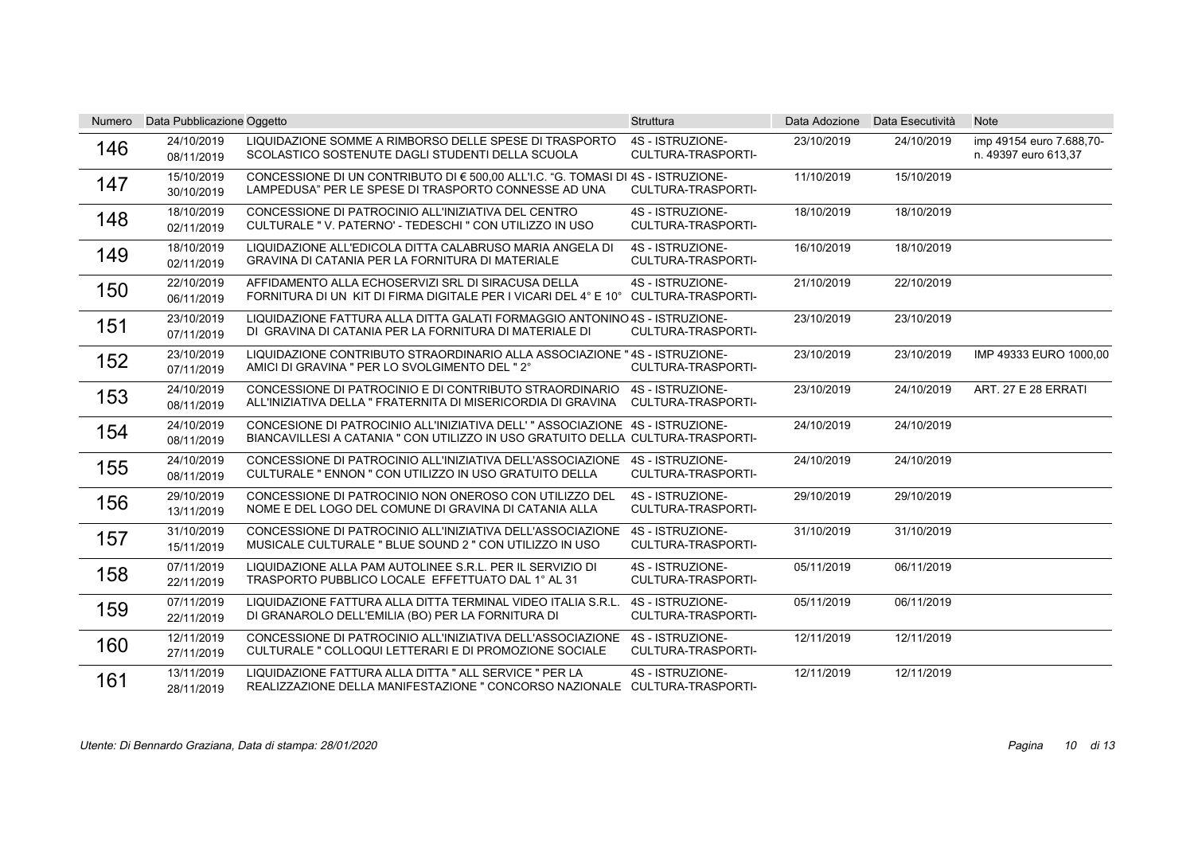| Numero | Data Pubblicazione | Oggetto | Struttura | Data Adozione | Data Esecutività | Note |
|---|---|---|---|---|---|---|
| 146 | 24/10/2019 08/11/2019 | LIQUIDAZIONE SOMME A RIMBORSO DELLE SPESE DI TRASPORTO SCOLASTICO SOSTENUTE DAGLI STUDENTI DELLA SCUOLA | 4S - ISTRUZIONE-CULTURA-TRASPORTI- | 23/10/2019 | 24/10/2019 | imp 49154 euro 7.688,70- n. 49397 euro 613,37 |
| 147 | 15/10/2019 30/10/2019 | CONCESSIONE DI UN CONTRIBUTO DI € 500,00 ALL'I.C. "G. TOMASI DI LAMPEDUSA" PER LE SPESE DI TRASPORTO CONNESSE AD UNA | 4S - ISTRUZIONE-CULTURA-TRASPORTI- | 11/10/2019 | 15/10/2019 | |
| 148 | 18/10/2019 02/11/2019 | CONCESSIONE DI PATROCINIO ALL'INIZIATIVA DEL CENTRO CULTURALE " V. PATERNO' - TEDESCHI " CON UTILIZZO IN USO | 4S - ISTRUZIONE-CULTURA-TRASPORTI- | 18/10/2019 | 18/10/2019 | |
| 149 | 18/10/2019 02/11/2019 | LIQUIDAZIONE ALL'EDICOLA DITTA CALABRUSO MARIA ANGELA DI GRAVINA DI CATANIA PER LA FORNITURA DI MATERIALE | 4S - ISTRUZIONE-CULTURA-TRASPORTI- | 16/10/2019 | 18/10/2019 | |
| 150 | 22/10/2019 06/11/2019 | AFFIDAMENTO ALLA ECHOSERVIZI SRL DI SIRACUSA DELLA FORNITURA DI UN KIT DI FIRMA DIGITALE PER I VICARI DEL 4° E 10° | 4S - ISTRUZIONE-CULTURA-TRASPORTI- | 21/10/2019 | 22/10/2019 | |
| 151 | 23/10/2019 07/11/2019 | LIQUIDAZIONE FATTURA ALLA DITTA GALATI FORMAGGIO ANTONINO DI GRAVINA DI CATANIA PER LA FORNITURA DI MATERIALE DI | 4S - ISTRUZIONE-CULTURA-TRASPORTI- | 23/10/2019 | 23/10/2019 | |
| 152 | 23/10/2019 07/11/2019 | LIQUIDAZIONE CONTRIBUTO STRAORDINARIO ALLA ASSOCIAZIONE " AMICI DI GRAVINA " PER LO SVOLGIMENTO DEL " 2° | 4S - ISTRUZIONE-CULTURA-TRASPORTI- | 23/10/2019 | 23/10/2019 | IMP 49333 EURO 1000,00 |
| 153 | 24/10/2019 08/11/2019 | CONCESSIONE DI PATROCINIO E DI CONTRIBUTO STRAORDINARIO ALL'INIZIATIVA DELLA " FRATERNITA DI MISERICORDIA DI GRAVINA | 4S - ISTRUZIONE-CULTURA-TRASPORTI- | 23/10/2019 | 24/10/2019 | ART. 27 E 28 ERRATI |
| 154 | 24/10/2019 08/11/2019 | CONCESIONE DI PATROCINIO ALL'INIZIATIVA DELL' " ASSOCIAZIONE BIANCAVILLESI A CATANIA " CON UTILIZZO IN USO GRATUITO DELLA | 4S - ISTRUZIONE-CULTURA-TRASPORTI- | 24/10/2019 | 24/10/2019 | |
| 155 | 24/10/2019 08/11/2019 | CONCESSIONE DI PATROCINIO ALL'INIZIATIVA DELL'ASSOCIAZIONE CULTURALE " ENNON " CON UTILIZZO IN USO GRATUITO DELLA | 4S - ISTRUZIONE-CULTURA-TRASPORTI- | 24/10/2019 | 24/10/2019 | |
| 156 | 29/10/2019 13/11/2019 | CONCESSIONE DI PATROCINIO NON ONEROSO CON UTILIZZO DEL NOME E DEL LOGO DEL COMUNE DI GRAVINA DI CATANIA ALLA | 4S - ISTRUZIONE-CULTURA-TRASPORTI- | 29/10/2019 | 29/10/2019 | |
| 157 | 31/10/2019 15/11/2019 | CONCESSIONE DI PATROCINIO ALL'INIZIATIVA DELL'ASSOCIAZIONE MUSICALE CULTURALE " BLUE SOUND 2 " CON UTILIZZO IN USO | 4S - ISTRUZIONE-CULTURA-TRASPORTI- | 31/10/2019 | 31/10/2019 | |
| 158 | 07/11/2019 22/11/2019 | LIQUIDAZIONE ALLA PAM AUTOLINEE S.R.L. PER IL SERVIZIO DI TRASPORTO PUBBLICO LOCALE EFFETTUATO DAL 1° AL 31 | 4S - ISTRUZIONE-CULTURA-TRASPORTI- | 05/11/2019 | 06/11/2019 | |
| 159 | 07/11/2019 22/11/2019 | LIQUIDAZIONE FATTURA ALLA DITTA TERMINAL VIDEO ITALIA S.R.L. DI GRANAROLO DELL'EMILIA (BO) PER LA FORNITURA DI | 4S - ISTRUZIONE-CULTURA-TRASPORTI- | 05/11/2019 | 06/11/2019 | |
| 160 | 12/11/2019 27/11/2019 | CONCESSIONE DI PATROCINIO ALL'INIZIATIVA DELL'ASSOCIAZIONE CULTURALE " COLLOQUI LETTERARI E DI PROMOZIONE SOCIALE | 4S - ISTRUZIONE-CULTURA-TRASPORTI- | 12/11/2019 | 12/11/2019 | |
| 161 | 13/11/2019 28/11/2019 | LIQUIDAZIONE FATTURA ALLA DITTA " ALL SERVICE " PER LA REALIZZAZIONE DELLA MANIFESTAZIONE " CONCORSO NAZIONALE | 4S - ISTRUZIONE-CULTURA-TRASPORTI- | 12/11/2019 | 12/11/2019 | |

*Utente: Di Bennardo Graziana, Data di stampa: 28/01/2020*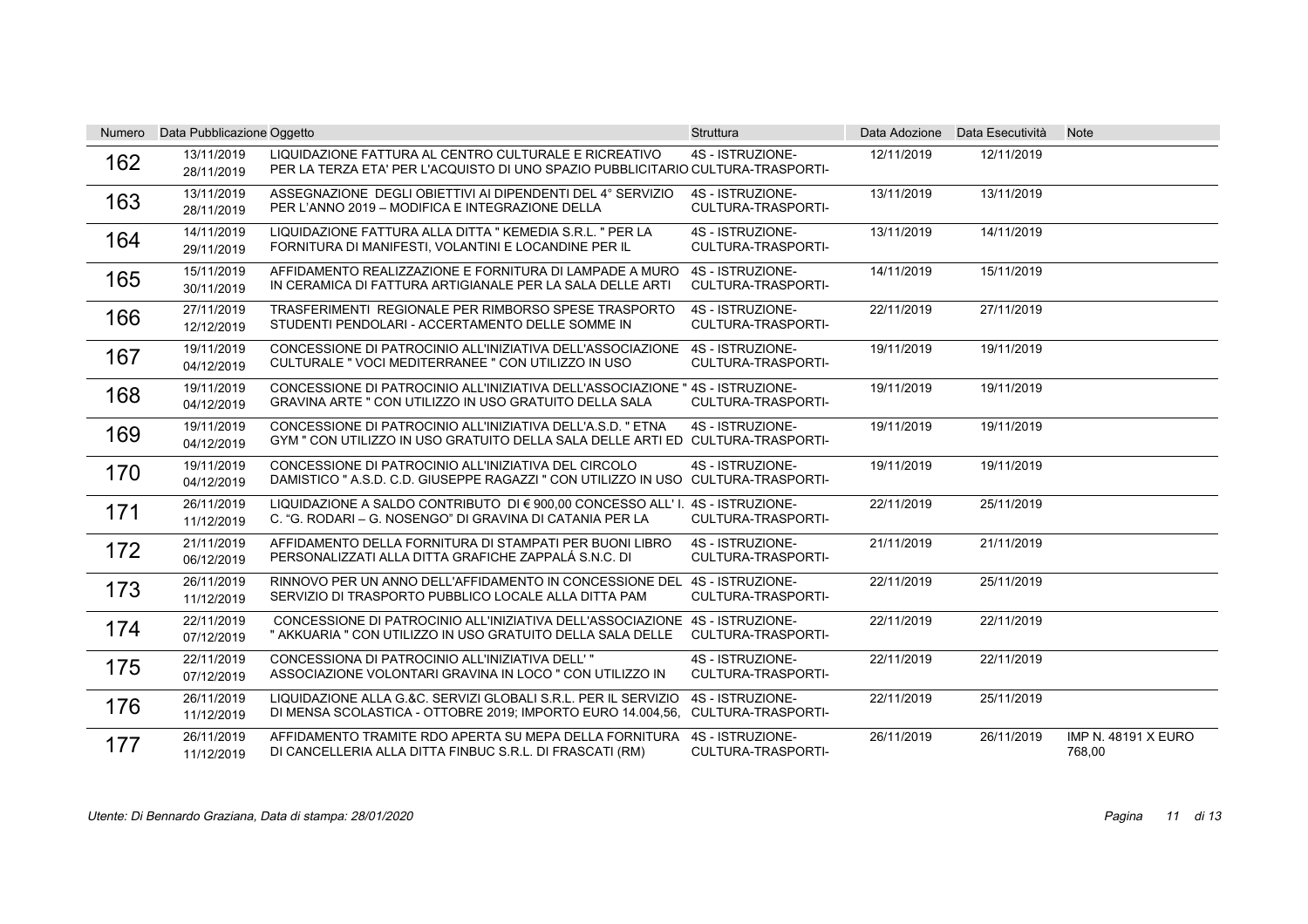| Numero | Data Pubblicazione | Oggetto | Struttura | Data Adozione | Data Esecutività | Note |
|---|---|---|---|---|---|---|
| 162 | 13/11/2019 28/11/2019 | LIQUIDAZIONE FATTURA AL CENTRO CULTURALE E RICREATIVO PER LA TERZA ETA' PER L'ACQUISTO DI UNO SPAZIO PUBBLICITARIO | 4S - ISTRUZIONE-CULTURA-TRASPORTI- | 12/11/2019 | 12/11/2019 | |
| 163 | 13/11/2019 28/11/2019 | ASSEGNAZIONE DEGLI OBIETTIVI AI DIPENDENTI DEL 4° SERVIZIO PER L'ANNO 2019 – MODIFICA E INTEGRAZIONE DELLA | 4S - ISTRUZIONE-CULTURA-TRASPORTI- | 13/11/2019 | 13/11/2019 | |
| 164 | 14/11/2019 29/11/2019 | LIQUIDAZIONE FATTURA ALLA DITTA " KEMEDIA S.R.L. " PER LA FORNITURA DI MANIFESTI, VOLANTINI E LOCANDINE PER IL | 4S - ISTRUZIONE-CULTURA-TRASPORTI- | 13/11/2019 | 14/11/2019 | |
| 165 | 15/11/2019 30/11/2019 | AFFIDAMENTO REALIZZAZIONE E FORNITURA DI LAMPADE A MURO IN CERAMICA DI FATTURA ARTIGIANALE PER LA SALA DELLE ARTI | 4S - ISTRUZIONE-CULTURA-TRASPORTI- | 14/11/2019 | 15/11/2019 | |
| 166 | 27/11/2019 12/12/2019 | TRASFERIMENTI REGIONALE PER RIMBORSO SPESE TRASPORTO STUDENTI PENDOLARI - ACCERTAMENTO DELLE SOMME IN | 4S - ISTRUZIONE-CULTURA-TRASPORTI- | 22/11/2019 | 27/11/2019 | |
| 167 | 19/11/2019 04/12/2019 | CONCESSIONE DI PATROCINIO ALL'INIZIATIVA DELL'ASSOCIAZIONE CULTURALE " VOCI MEDITERRANEE " CON UTILIZZO IN USO | 4S - ISTRUZIONE-CULTURA-TRASPORTI- | 19/11/2019 | 19/11/2019 | |
| 168 | 19/11/2019 04/12/2019 | CONCESSIONE DI PATROCINIO ALL'INIZIATIVA DELL'ASSOCIAZIONE " GRAVINA ARTE " CON UTILIZZO IN USO GRATUITO DELLA SALA | 4S - ISTRUZIONE-CULTURA-TRASPORTI- | 19/11/2019 | 19/11/2019 | |
| 169 | 19/11/2019 04/12/2019 | CONCESSIONE DI PATROCINIO ALL'INIZIATIVA DELL'A.S.D. " ETNA GYM " CON UTILIZZO IN USO GRATUITO DELLA SALA DELLE ARTI ED | 4S - ISTRUZIONE-CULTURA-TRASPORTI- | 19/11/2019 | 19/11/2019 | |
| 170 | 19/11/2019 04/12/2019 | CONCESSIONE DI PATROCINIO ALL'INIZIATIVA DEL CIRCOLO DAMISTICO " A.S.D. C.D. GIUSEPPE RAGAZZI " CON UTILIZZO IN USO | 4S - ISTRUZIONE-CULTURA-TRASPORTI- | 19/11/2019 | 19/11/2019 | |
| 171 | 26/11/2019 11/12/2019 | LIQUIDAZIONE A SALDO CONTRIBUTO DI € 900,00 CONCESSO ALL' I. C. "G. RODARI – G. NOSENGO" DI GRAVINA DI CATANIA PER LA | 4S - ISTRUZIONE-CULTURA-TRASPORTI- | 22/11/2019 | 25/11/2019 | |
| 172 | 21/11/2019 06/12/2019 | AFFIDAMENTO DELLA FORNITURA DI STAMPATI PER BUONI LIBRO PERSONALIZZATI ALLA DITTA GRAFICHE ZAPPALÁ S.N.C. DI | 4S - ISTRUZIONE-CULTURA-TRASPORTI- | 21/11/2019 | 21/11/2019 | |
| 173 | 26/11/2019 11/12/2019 | RINNOVO PER UN ANNO DELL'AFFIDAMENTO IN CONCESSIONE DEL SERVIZIO DI TRASPORTO PUBBLICO LOCALE ALLA DITTA PAM | 4S - ISTRUZIONE-CULTURA-TRASPORTI- | 22/11/2019 | 25/11/2019 | |
| 174 | 22/11/2019 07/12/2019 | CONCESSIONE DI PATROCINIO ALL'INIZIATIVA DELL'ASSOCIAZIONE " AKKUARIA " CON UTILIZZO IN USO GRATUITO DELLA SALA DELLE | 4S - ISTRUZIONE-CULTURA-TRASPORTI- | 22/11/2019 | 22/11/2019 | |
| 175 | 22/11/2019 07/12/2019 | CONCESSIONA DI PATROCINIO ALL'INIZIATIVA DELL' " ASSOCIAZIONE VOLONTARI GRAVINA IN LOCO " CON UTILIZZO IN | 4S - ISTRUZIONE-CULTURA-TRASPORTI- | 22/11/2019 | 22/11/2019 | |
| 176 | 26/11/2019 11/12/2019 | LIQUIDAZIONE ALLA G.&C. SERVIZI GLOBALI S.R.L. PER IL SERVIZIO DI MENSA SCOLASTICA - OTTOBRE 2019; IMPORTO EURO 14.004,56, | 4S - ISTRUZIONE-CULTURA-TRASPORTI- | 22/11/2019 | 25/11/2019 | |
| 177 | 26/11/2019 11/12/2019 | AFFIDAMENTO TRAMITE RDO APERTA SU MEPA DELLA FORNITURA DI CANCELLERIA ALLA DITTA FINBUC S.R.L. DI FRASCATI (RM) | 4S - ISTRUZIONE-CULTURA-TRASPORTI- | 26/11/2019 | 26/11/2019 | IMP N. 48191 X EURO 768,00 |

*Utente: Di Bennardo Graziana, Data di stampa: 28/01/2020*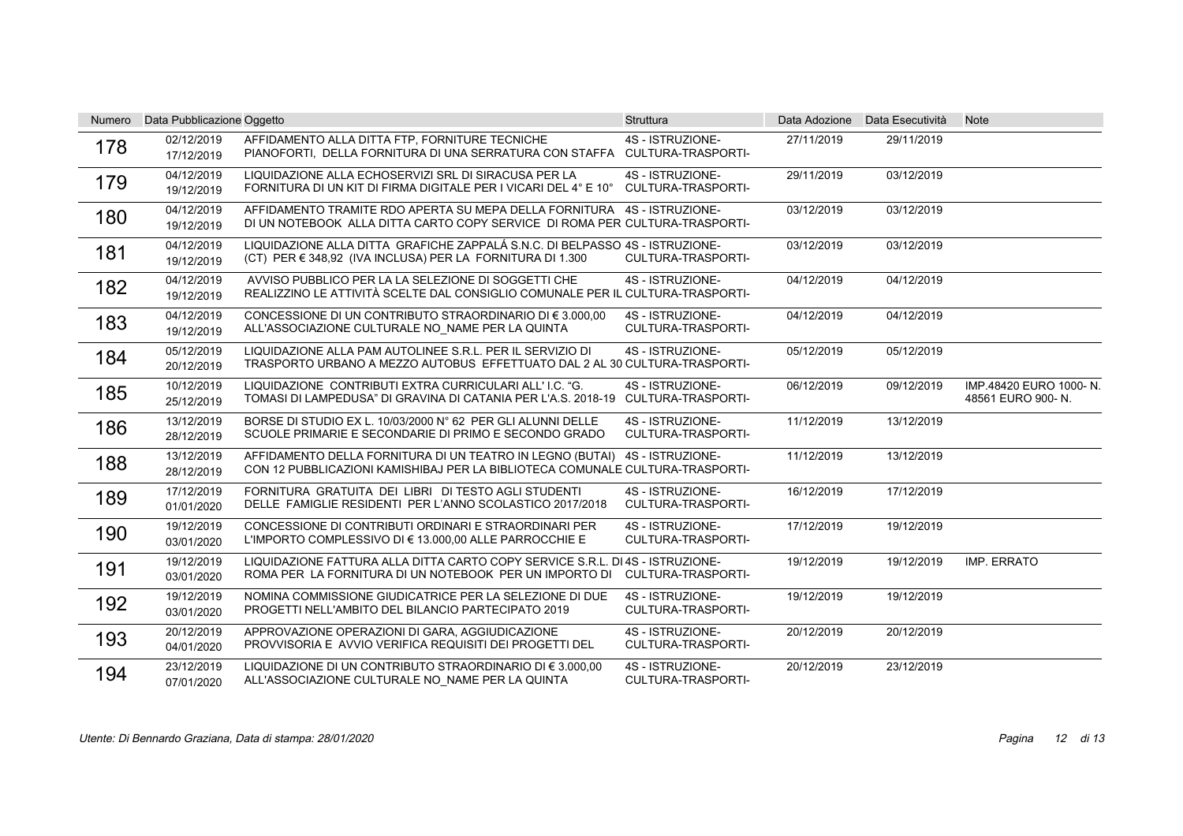| Numero | Data Pubblicazione | Oggetto | Struttura | Data Adozione | Data Esecutività | Note |
|---|---|---|---|---|---|---|
| 178 | 02/12/2019<br>17/12/2019 | AFFIDAMENTO ALLA DITTA FTP, FORNITURE TECNICHE PIANOFORTI, DELLA FORNITURA DI UNA SERRATURA CON STAFFA | 4S - ISTRUZIONE-CULTURA-TRASPORTI- | 27/11/2019 | 29/11/2019 | |
| 179 | 04/12/2019<br>19/12/2019 | LIQUIDAZIONE ALLA ECHOSERVIZI SRL DI SIRACUSA PER LA FORNITURA DI UN KIT DI FIRMA DIGITALE PER I VICARI DEL 4° E 10° | 4S - ISTRUZIONE-CULTURA-TRASPORTI- | 29/11/2019 | 03/12/2019 | |
| 180 | 04/12/2019<br>19/12/2019 | AFFIDAMENTO TRAMITE RDO APERTA SU MEPA DELLA FORNITURA DI UN NOTEBOOK ALLA DITTA CARTO COPY SERVICE DI ROMA PER | 4S - ISTRUZIONE-CULTURA-TRASPORTI- | 03/12/2019 | 03/12/2019 | |
| 181 | 04/12/2019<br>19/12/2019 | LIQUIDAZIONE ALLA DITTA GRAFICHE ZAPPALÁ S.N.C. DI BELPASSO (CT) PER € 348,92 (IVA INCLUSA) PER LA FORNITURA DI 1.300 | 4S - ISTRUZIONE-CULTURA-TRASPORTI- | 03/12/2019 | 03/12/2019 | |
| 182 | 04/12/2019<br>19/12/2019 | AVVISO PUBBLICO PER LA LA SELEZIONE DI SOGGETTI CHE REALIZZINO LE ATTIVITÀ SCELTE DAL CONSIGLIO COMUNALE PER IL | 4S - ISTRUZIONE-CULTURA-TRASPORTI- | 04/12/2019 | 04/12/2019 | |
| 183 | 04/12/2019<br>19/12/2019 | CONCESSIONE DI UN CONTRIBUTO STRAORDINARIO DI € 3.000,00 ALL'ASSOCIAZIONE CULTURALE NO_NAME PER LA QUINTA | 4S - ISTRUZIONE-CULTURA-TRASPORTI- | 04/12/2019 | 04/12/2019 | |
| 184 | 05/12/2019<br>20/12/2019 | LIQUIDAZIONE ALLA PAM AUTOLINEE S.R.L. PER IL SERVIZIO DI TRASPORTO URBANO A MEZZO AUTOBUS EFFETTUATO DAL 2 AL 30 | 4S - ISTRUZIONE-CULTURA-TRASPORTI- | 05/12/2019 | 05/12/2019 | |
| 185 | 10/12/2019<br>25/12/2019 | LIQUIDAZIONE CONTRIBUTI EXTRA CURRICULARI ALL' I.C. "G. TOMASI DI LAMPEDUSA" DI GRAVINA DI CATANIA PER L'A.S. 2018-19 | 4S - ISTRUZIONE-CULTURA-TRASPORTI- | 06/12/2019 | 09/12/2019 | IMP.48420 EURO 1000- N. 48561 EURO 900- N. |
| 186 | 13/12/2019<br>28/12/2019 | BORSE DI STUDIO EX L. 10/03/2000 N° 62 PER GLI ALUNNI DELLE SCUOLE PRIMARIE E SECONDARIE DI PRIMO E SECONDO GRADO | 4S - ISTRUZIONE-CULTURA-TRASPORTI- | 11/12/2019 | 13/12/2019 | |
| 188 | 13/12/2019<br>28/12/2019 | AFFIDAMENTO DELLA FORNITURA DI UN TEATRO IN LEGNO (BUTAI) CON 12 PUBBLICAZIONI KAMISHIBAJ PER LA BIBLIOTECA COMUNALE | 4S - ISTRUZIONE-CULTURA-TRASPORTI- | 11/12/2019 | 13/12/2019 | |
| 189 | 17/12/2019<br>01/01/2020 | FORNITURA GRATUITA DEI LIBRI DI TESTO AGLI STUDENTI DELLE FAMIGLIE RESIDENTI PER L'ANNO SCOLASTICO 2017/2018 | 4S - ISTRUZIONE-CULTURA-TRASPORTI- | 16/12/2019 | 17/12/2019 | |
| 190 | 19/12/2019<br>03/01/2020 | CONCESSIONE DI CONTRIBUTI ORDINARI E STRAORDINARI PER L'IMPORTO COMPLESSIVO DI € 13.000,00 ALLE PARROCCHIE E | 4S - ISTRUZIONE-CULTURA-TRASPORTI- | 17/12/2019 | 19/12/2019 | |
| 191 | 19/12/2019<br>03/01/2020 | LIQUIDAZIONE FATTURA ALLA DITTA CARTO COPY SERVICE S.R.L. DI ROMA PER LA FORNITURA DI UN NOTEBOOK PER UN IMPORTO DI | 4S - ISTRUZIONE-CULTURA-TRASPORTI- | 19/12/2019 | 19/12/2019 | IMP. ERRATO |
| 192 | 19/12/2019<br>03/01/2020 | NOMINA COMMISSIONE GIUDICATRICE PER LA SELEZIONE DI DUE PROGETTI NELL'AMBITO DEL BILANCIO PARTECIPATO 2019 | 4S - ISTRUZIONE-CULTURA-TRASPORTI- | 19/12/2019 | 19/12/2019 | |
| 193 | 20/12/2019<br>04/01/2020 | APPROVAZIONE OPERAZIONI DI GARA, AGGIUDICAZIONE PROVVISORIA E AVVIO VERIFICA REQUISITI DEI PROGETTI DEL | 4S - ISTRUZIONE-CULTURA-TRASPORTI- | 20/12/2019 | 20/12/2019 | |
| 194 | 23/12/2019<br>07/01/2020 | LIQUIDAZIONE DI UN CONTRIBUTO STRAORDINARIO DI € 3.000,00 ALL'ASSOCIAZIONE CULTURALE NO_NAME PER LA QUINTA | 4S - ISTRUZIONE-CULTURA-TRASPORTI- | 20/12/2019 | 23/12/2019 | |

*Utente: Di Bennardo Graziana, Data di stampa: 28/01/2020*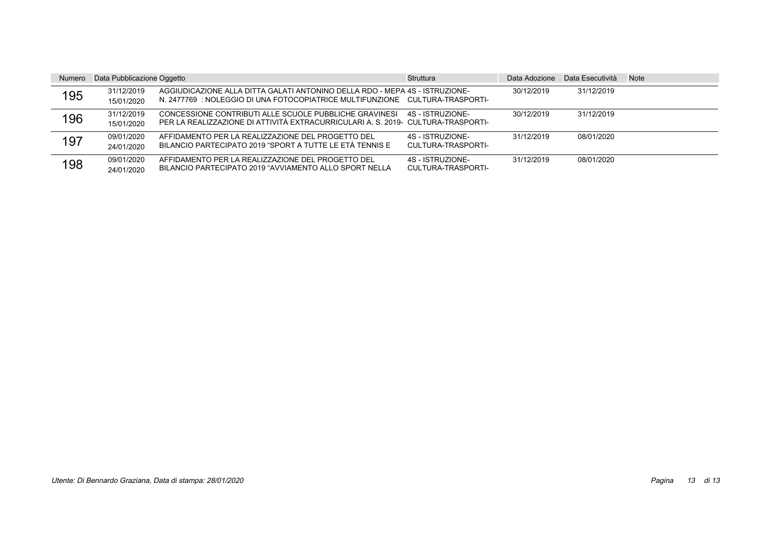| Numero | Data Pubblicazione | Oggetto | Struttura | Data Adozione | Data Esecutività | Note |
|---|---|---|---|---|---|---|
| 195 | 31/12/2019<br>15/01/2020 | AGGIUDICAZIONE ALLA DITTA GALATI ANTONINO DELLA RDO - MEPA N. 2477769 : NOLEGGIO DI UNA FOTOCOPIATRICE MULTIFUNZIONE | 4S - ISTRUZIONE-CULTURA-TRASPORTI- | 30/12/2019 | 31/12/2019 | |
| 196 | 31/12/2019<br>15/01/2020 | CONCESSIONE CONTRIBUTI ALLE SCUOLE PUBBLICHE GRAVINESI PER LA REALIZZAZIONE DI ATTIVITÀ EXTRACURRICULARI A. S. 2019- | 4S - ISTRUZIONE-CULTURA-TRASPORTI- | 30/12/2019 | 31/12/2019 | |
| 197 | 09/01/2020<br>24/01/2020 | AFFIDAMENTO PER LA REALIZZAZIONE DEL PROGETTO DEL BILANCIO PARTECIPATO 2019 "SPORT A TUTTE LE ETÀ TENNIS E | 4S - ISTRUZIONE-CULTURA-TRASPORTI- | 31/12/2019 | 08/01/2020 | |
| 198 | 09/01/2020<br>24/01/2020 | AFFIDAMENTO PER LA REALIZZAZIONE DEL PROGETTO DEL BILANCIO PARTECIPATO 2019 "AVVIAMENTO ALLO SPORT NELLA | 4S - ISTRUZIONE-CULTURA-TRASPORTI- | 31/12/2019 | 08/01/2020 | |

*Utente: Di Bennardo Graziana, Data di stampa: 28/01/2020*